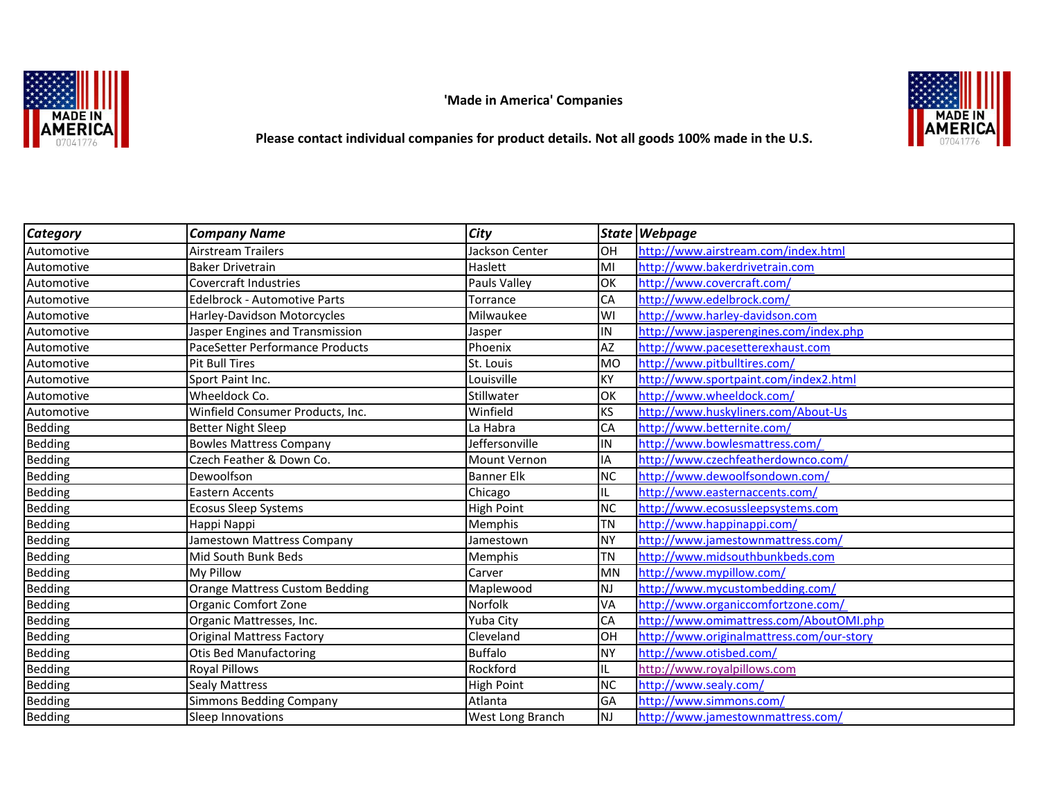**'Made in America' Companies**

**Please contact individual companies for product details. Not all goods 100% made in the U.S.**

| ***Category*** | ***Company Name*** | ***City*** | ***State*** | ***Webpage*** |
|---|---|---|---|---|
| Automotive | Airstream Trailers | Jackson Center | OH | http://www.airstream.com/index.html |
| Automotive | Baker Drivetrain | Haslett | MI | http://www.bakerdrivetrain.com |
| Automotive | Covercraft Industries | Pauls Valley | OK | http://www.covercraft.com/ |
| Automotive | Edelbrock - Automotive Parts | Torrance | CA | http://www.edelbrock.com/ |
| Automotive | Harley-Davidson Motorcycles | Milwaukee | WI | http://www.harley-davidson.com |
| Automotive | Jasper Engines and Transmission | Jasper | IN | http://www.jasperengines.com/index.php |
| Automotive | PaceSetter Performance Products | Phoenix | AZ | http://www.pacesetterexhaust.com |
| Automotive | Pit Bull Tires | St. Louis | MO | http://www.pitbulltires.com/ |
| Automotive | Sport Paint Inc. | Louisville | KY | http://www.sportpaint.com/index2.html |
| Automotive | Wheeldock Co. | Stillwater | OK | http://www.wheeldock.com/ |
| Automotive | Winfield Consumer Products, Inc. | Winfield | KS | http://www.huskyliners.com/About-Us |
| Bedding | Better Night Sleep | La Habra | CA | http://www.betternite.com/ |
| Bedding | Bowles Mattress Company | Jeffersonville | IN | http://www.bowlesmattress.com/ |
| Bedding | Czech Feather & Down Co. | Mount Vernon | IA | http://www.czechfeatherdownco.com/ |
| Bedding | Dewoolfson | Banner Elk | NC | http://www.dewoolfsondown.com/ |
| Bedding | Eastern Accents | Chicago | IL | http://www.easternaccents.com/ |
| Bedding | Ecosus Sleep Systems | High Point | NC | http://www.ecosussleepsystems.com |
| Bedding | Happi Nappi | Memphis | TN | http://www.happinappi.com/ |
| Bedding | Jamestown Mattress Company | Jamestown | NY | http://www.jamestownmattress.com/ |
| Bedding | Mid South Bunk Beds | Memphis | TN | http://www.midsouthbunkbeds.com |
| Bedding | My Pillow | Carver | MN | http://www.mypillow.com/ |
| Bedding | Orange Mattress Custom Bedding | Maplewood | NJ | http://www.mycustombedding.com/ |
| Bedding | Organic Comfort Zone | Norfolk | VA | http://www.organiccomfortzone.com/ |
| Bedding | Organic Mattresses, Inc. | Yuba City | CA | http://www.omimattress.com/AboutOMI.php |
| Bedding | Original Mattress Factory | Cleveland | OH | http://www.originalmattress.com/our-story |
| Bedding | Otis Bed Manufactoring | Buffalo | NY | http://www.otisbed.com/ |
| Bedding | Royal Pillows | Rockford | IL | http://www.royalpillows.com |
| Bedding | Sealy Mattress | High Point | NC | http://www.sealy.com/ |
| Bedding | Simmons Bedding Company | Atlanta | GA | http://www.simmons.com/ |
| Bedding | Sleep Innovations | West Long Branch | NJ | http://www.jamestownmattress.com/ |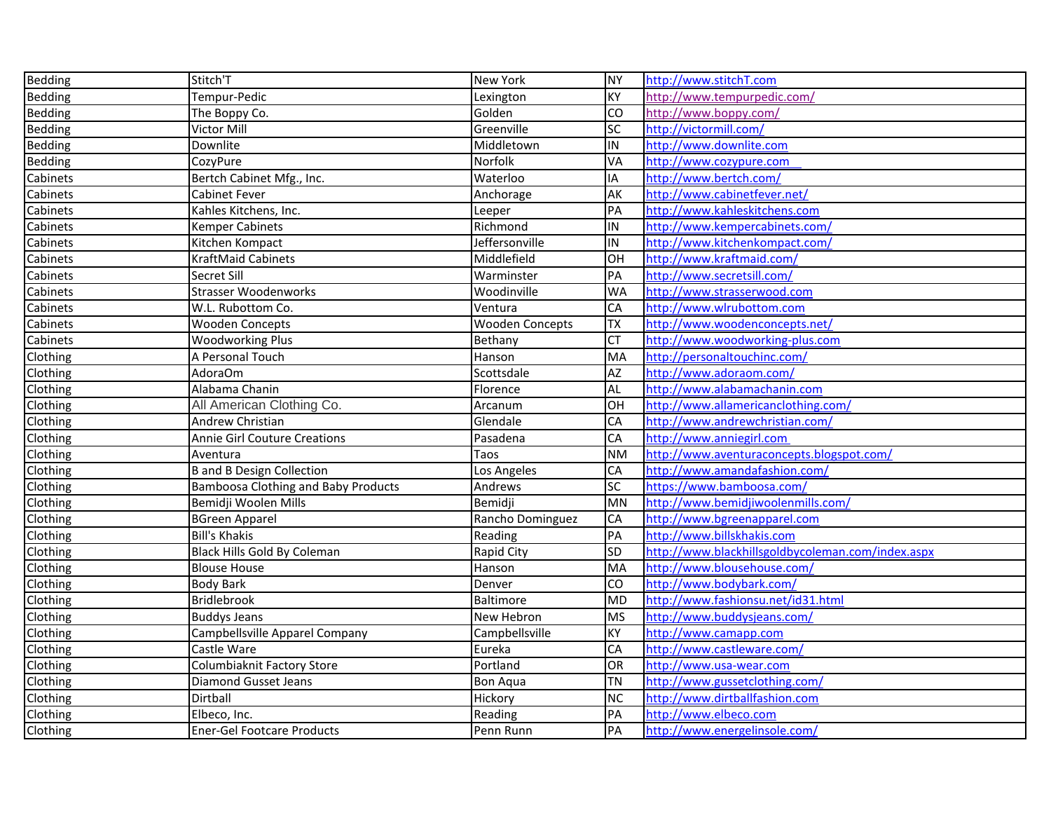| | | | | |
|---|---|---|---|---|
| Bedding | Stitch'T | New York | NY | http://www.stitchT.com |
| Bedding | Tempur-Pedic | Lexington | KY | http://www.tempurpedic.com/ |
| Bedding | The Boppy Co. | Golden | CO | http://www.boppy.com/ |
| Bedding | Victor Mill | Greenville | SC | http://victormill.com/ |
| Bedding | Downlite | Middletown | IN | http://www.downlite.com |
| Bedding | CozyPure | Norfolk | VA | http://www.cozypure.com |
| Cabinets | Bertch Cabinet Mfg., Inc. | Waterloo | IA | http://www.bertch.com/ |
| Cabinets | Cabinet Fever | Anchorage | AK | http://www.cabinetfever.net/ |
| Cabinets | Kahles Kitchens, Inc. | Leeper | PA | http://www.kahleskitchens.com |
| Cabinets | Kemper Cabinets | Richmond | IN | http://www.kempercabinets.com/ |
| Cabinets | Kitchen Kompact | Jeffersonville | IN | http://www.kitchenkompact.com/ |
| Cabinets | KraftMaid Cabinets | Middlefield | OH | http://www.kraftmaid.com/ |
| Cabinets | Secret Sill | Warminster | PA | http://www.secretsill.com/ |
| Cabinets | Strasser Woodenworks | Woodinville | WA | http://www.strasserwood.com |
| Cabinets | W.L. Rubottom Co. | Ventura | CA | http://www.wlrubottom.com |
| Cabinets | Wooden Concepts | Wooden Concepts | TX | http://www.woodenconcepts.net/ |
| Cabinets | Woodworking Plus | Bethany | CT | http://www.woodworking-plus.com |
| Clothing | A Personal Touch | Hanson | MA | http://personaltouchinc.com/ |
| Clothing | AdoraOm | Scottsdale | AZ | http://www.adoraom.com/ |
| Clothing | Alabama Chanin | Florence | AL | http://www.alabamachanin.com |
| Clothing | All American Clothing Co. | Arcanum | OH | http://www.allamericanclothing.com/ |
| Clothing | Andrew Christian | Glendale | CA | http://www.andrewchristian.com/ |
| Clothing | Annie Girl Couture Creations | Pasadena | CA | http://www.anniegirl.com |
| Clothing | Aventura | Taos | NM | http://www.aventuraconcepts.blogspot.com/ |
| Clothing | B and B Design Collection | Los Angeles | CA | http://www.amandafashion.com/ |
| Clothing | Bamboosa Clothing and Baby Products | Andrews | SC | https://www.bamboosa.com/ |
| Clothing | Bemidji Woolen Mills | Bemidji | MN | http://www.bemidjiwoolenmills.com/ |
| Clothing | BGreen Apparel | Rancho Dominguez | CA | http://www.bgreenapparel.com |
| Clothing | Bill's Khakis | Reading | PA | http://www.billskhakis.com |
| Clothing | Black Hills Gold By Coleman | Rapid City | SD | http://www.blackhillsgoldbycoleman.com/index.aspx |
| Clothing | Blouse House | Hanson | MA | http://www.blousehouse.com/ |
| Clothing | Body Bark | Denver | CO | http://www.bodybark.com/ |
| Clothing | Bridlebrook | Baltimore | MD | http://www.fashionsu.net/id31.html |
| Clothing | Buddys Jeans | New Hebron | MS | http://www.buddysjeans.com/ |
| Clothing | Campbellsville Apparel Company | Campbellsville | KY | http://www.camapp.com |
| Clothing | Castle Ware | Eureka | CA | http://www.castleware.com/ |
| Clothing | Columbiaknit Factory Store | Portland | OR | http://www.usa-wear.com |
| Clothing | Diamond Gusset Jeans | Bon Aqua | TN | http://www.gussetclothing.com/ |
| Clothing | Dirtball | Hickory | NC | http://www.dirtballfashion.com |
| Clothing | Elbeco, Inc. | Reading | PA | http://www.elbeco.com |
| Clothing | Ener-Gel Footcare Products | Penn Runn | PA | http://www.energelinsole.com/ |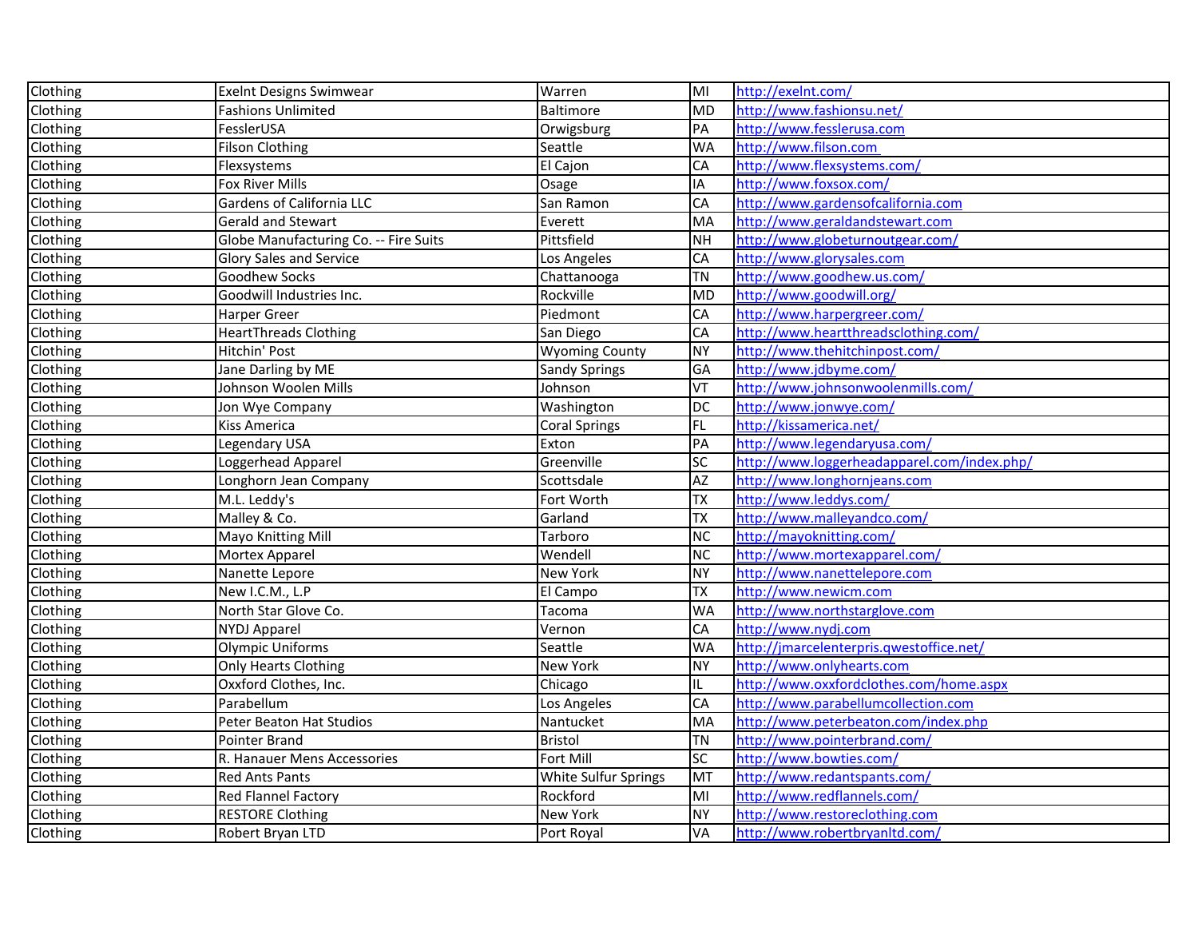| Clothing | Exelnt Designs Swimwear | Warren | MI | http://exelnt.com/ |
|---|---|---|---|---|
| Clothing | Fashions Unlimited | Baltimore | MD | http://www.fashionsu.net/ |
| Clothing | FesslerUSA | Orwigsburg | PA | http://www.fesslerusa.com |
| Clothing | Filson Clothing | Seattle | WA | http://www.filson.com |
| Clothing | Flexsystems | El Cajon | CA | http://www.flexsystems.com/ |
| Clothing | Fox River Mills | Osage | IA | http://www.foxsox.com/ |
| Clothing | Gardens of California LLC | San Ramon | CA | http://www.gardensofcalifornia.com |
| Clothing | Gerald and Stewart | Everett | MA | http://www.geraldandstewart.com |
| Clothing | Globe Manufacturing Co. -- Fire Suits | Pittsfield | NH | http://www.globeturnoutgear.com/ |
| Clothing | Glory Sales and Service | Los Angeles | CA | http://www.glorysales.com |
| Clothing | Goodhew Socks | Chattanooga | TN | http://www.goodhew.us.com/ |
| Clothing | Goodwill Industries Inc. | Rockville | MD | http://www.goodwill.org/ |
| Clothing | Harper Greer | Piedmont | CA | http://www.harpergreer.com/ |
| Clothing | HeartThreads Clothing | San Diego | CA | http://www.heartthreadsclothing.com/ |
| Clothing | Hitchin' Post | Wyoming County | NY | http://www.thehitchinpost.com/ |
| Clothing | Jane Darling by ME | Sandy Springs | GA | http://www.jdbyme.com/ |
| Clothing | Johnson Woolen Mills | Johnson | VT | http://www.johnsonwoolenmills.com/ |
| Clothing | Jon Wye Company | Washington | DC | http://www.jonwye.com/ |
| Clothing | Kiss America | Coral Springs | FL | http://kissamerica.net/ |
| Clothing | Legendary USA | Exton | PA | http://www.legendaryusa.com/ |
| Clothing | Loggerhead Apparel | Greenville | SC | http://www.loggerheadapparel.com/index.php/ |
| Clothing | Longhorn Jean Company | Scottsdale | AZ | http://www.longhornjeans.com |
| Clothing | M.L. Leddy's | Fort Worth | TX | http://www.leddys.com/ |
| Clothing | Malley & Co. | Garland | TX | http://www.malleyandco.com/ |
| Clothing | Mayo Knitting Mill | Tarboro | NC | http://mayoknitting.com/ |
| Clothing | Mortex Apparel | Wendell | NC | http://www.mortexapparel.com/ |
| Clothing | Nanette Lepore | New York | NY | http://www.nanettelepore.com |
| Clothing | New I.C.M., L.P | El Campo | TX | http://www.newicm.com |
| Clothing | North Star Glove Co. | Tacoma | WA | http://www.northstarglove.com |
| Clothing | NYDJ Apparel | Vernon | CA | http://www.nydj.com |
| Clothing | Olympic Uniforms | Seattle | WA | http://jmarcelenterpris.qwestoffice.net/ |
| Clothing | Only Hearts Clothing | New York | NY | http://www.onlyhearts.com |
| Clothing | Oxxford Clothes, Inc. | Chicago | IL | http://www.oxxfordclothes.com/home.aspx |
| Clothing | Parabellum | Los Angeles | CA | http://www.parabellumcollection.com |
| Clothing | Peter Beaton Hat Studios | Nantucket | MA | http://www.peterbeaton.com/index.php |
| Clothing | Pointer Brand | Bristol | TN | http://www.pointerbrand.com/ |
| Clothing | R. Hanauer Mens Accessories | Fort Mill | SC | http://www.bowties.com/ |
| Clothing | Red Ants Pants | White Sulfur Springs | MT | http://www.redantspants.com/ |
| Clothing | Red Flannel Factory | Rockford | MI | http://www.redflannels.com/ |
| Clothing | RESTORE Clothing | New York | NY | http://www.restoreclothing.com |
| Clothing | Robert Bryan LTD | Port Royal | VA | http://www.robertbryanltd.com/ |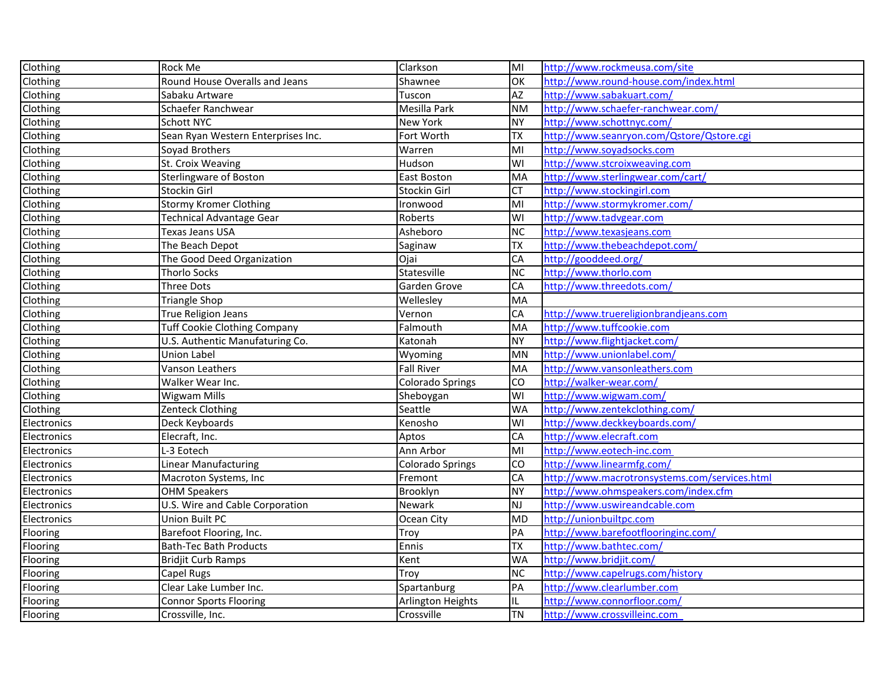| Clothing | Rock Me | Clarkson | MI | http://www.rockmeusa.com/site |
|---|---|---|---|---|
| Clothing | Round House Overalls and Jeans | Shawnee | OK | http://www.round-house.com/index.html |
| Clothing | Sabaku Artware | Tuscon | AZ | http://www.sabakuart.com/ |
| Clothing | Schaefer Ranchwear | Mesilla Park | NM | http://www.schaefer-ranchwear.com/ |
| Clothing | Schott NYC | New York | NY | http://www.schottnyc.com/ |
| Clothing | Sean Ryan Western Enterprises Inc. | Fort Worth | TX | http://www.seanryon.com/Qstore/Qstore.cgi |
| Clothing | Soyad Brothers | Warren | MI | http://www.soyadsocks.com |
| Clothing | St. Croix Weaving | Hudson | WI | http://www.stcroixweaving.com |
| Clothing | Sterlingware of Boston | East Boston | MA | http://www.sterlingwear.com/cart/ |
| Clothing | Stockin Girl | Stockin Girl | CT | http://www.stockingirl.com |
| Clothing | Stormy Kromer Clothing | Ironwood | MI | http://www.stormykromer.com/ |
| Clothing | Technical Advantage Gear | Roberts | WI | http://www.tadvgear.com |
| Clothing | Texas Jeans USA | Asheboro | NC | http://www.texasjeans.com |
| Clothing | The Beach Depot | Saginaw | TX | http://www.thebeachdepot.com/ |
| Clothing | The Good Deed Organization | Ojai | CA | http://gooddeed.org/ |
| Clothing | Thorlo Socks | Statesville | NC | http://www.thorlo.com |
| Clothing | Three Dots | Garden Grove | CA | http://www.threedots.com/ |
| Clothing | Triangle Shop | Wellesley | MA | |
| Clothing | True Religion Jeans | Vernon | CA | http://www.truereligionbrandjeans.com |
| Clothing | Tuff Cookie Clothing Company | Falmouth | MA | http://www.tuffcookie.com |
| Clothing | U.S. Authentic Manufaturing Co. | Katonah | NY | http://www.flightjacket.com/ |
| Clothing | Union Label | Wyoming | MN | http://www.unionlabel.com/ |
| Clothing | Vanson Leathers | Fall River | MA | http://www.vansonleathers.com |
| Clothing | Walker Wear Inc. | Colorado Springs | CO | http://walker-wear.com/ |
| Clothing | Wigwam Mills | Sheboygan | WI | http://www.wigwam.com/ |
| Clothing | Zenteck Clothing | Seattle | WA | http://www.zentekclothing.com/ |
| Electronics | Deck Keyboards | Kenosho | WI | http://www.deckkeyboards.com/ |
| Electronics | Elecraft, Inc. | Aptos | CA | http://www.elecraft.com |
| Electronics | L-3 Eotech | Ann Arbor | MI | http://www.eotech-inc.com |
| Electronics | Linear Manufacturing | Colorado Springs | CO | http://www.linearmfg.com/ |
| Electronics | Macroton Systems, Inc | Fremont | CA | http://www.macrotronsystems.com/services.html |
| Electronics | OHM Speakers | Brooklyn | NY | http://www.ohmspeakers.com/index.cfm |
| Electronics | U.S. Wire and Cable Corporation | Newark | NJ | http://www.uswireandcable.com |
| Electronics | Union Built PC | Ocean City | MD | http://unionbuiltpc.com |
| Flooring | Barefoot Flooring, Inc. | Troy | PA | http://www.barefootflooringinc.com/ |
| Flooring | Bath-Tec Bath Products | Ennis | TX | http://www.bathtec.com/ |
| Flooring | Bridjit Curb Ramps | Kent | WA | http://www.bridjit.com/ |
| Flooring | Capel Rugs | Troy | NC | http://www.capelrugs.com/history |
| Flooring | Clear Lake Lumber Inc. | Spartanburg | PA | http://www.clearlumber.com |
| Flooring | Connor Sports Flooring | Arlington Heights | IL | http://www.connorfloor.com/ |
| Flooring | Crossville, Inc. | Crossville | TN | http://www.crossvilleinc.com |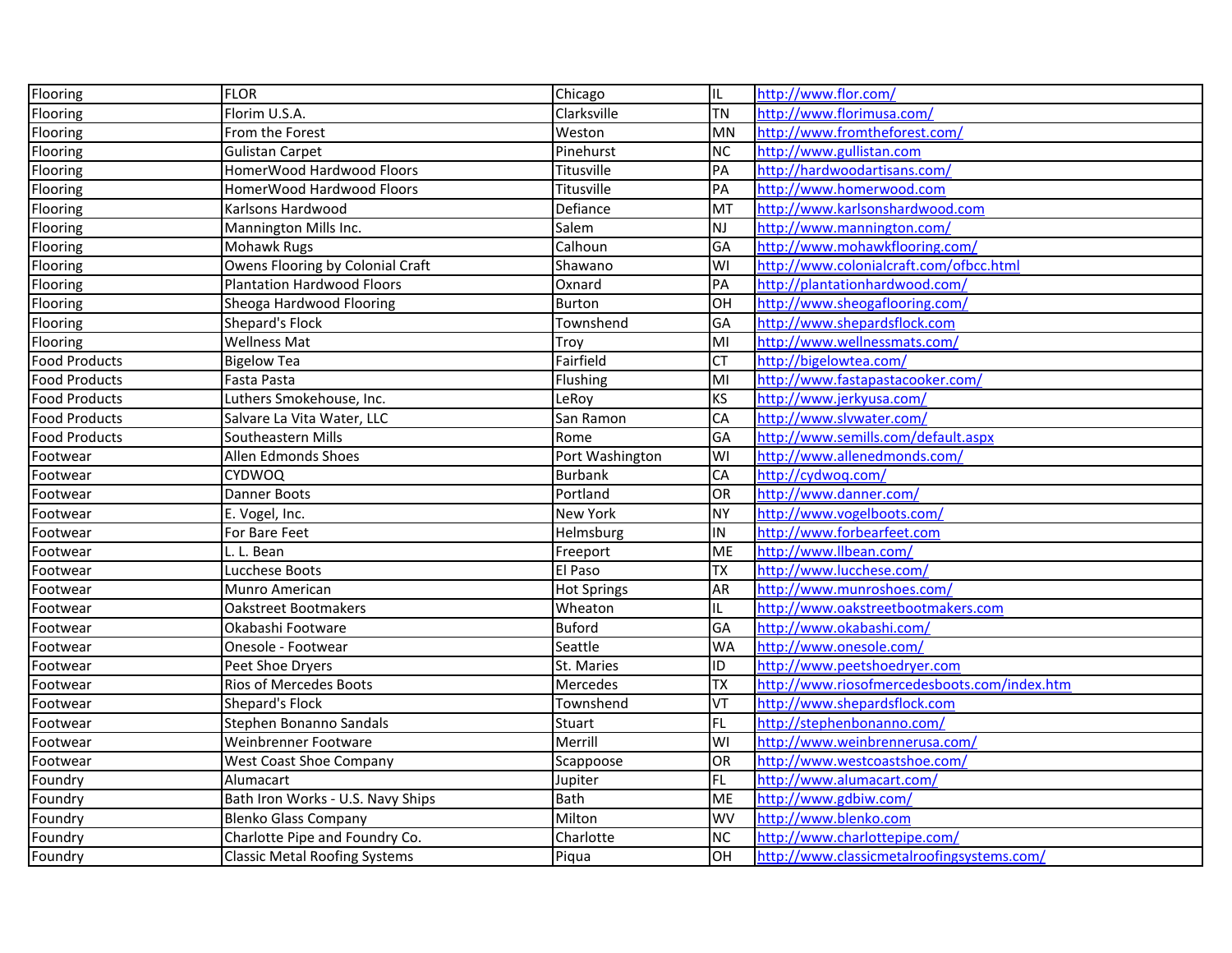| | | | | |
|---|---|---|---|---|
| Flooring | FLOR | Chicago | IL | http://www.flor.com/ |
| Flooring | Florim U.S.A. | Clarksville | TN | http://www.florimusa.com/ |
| Flooring | From the Forest | Weston | MN | http://www.fromtheforest.com/ |
| Flooring | Gulistan Carpet | Pinehurst | NC | http://www.gullistan.com |
| Flooring | HomerWood Hardwood Floors | Titusville | PA | http://hardwoodartisans.com/ |
| Flooring | HomerWood Hardwood Floors | Titusville | PA | http://www.homerwood.com |
| Flooring | Karlsons Hardwood | Defiance | MT | http://www.karlsonshardwood.com |
| Flooring | Mannington Mills Inc. | Salem | NJ | http://www.mannington.com/ |
| Flooring | Mohawk Rugs | Calhoun | GA | http://www.mohawkflooring.com/ |
| Flooring | Owens Flooring by Colonial Craft | Shawano | WI | http://www.colonialcraft.com/ofbcc.html |
| Flooring | Plantation Hardwood Floors | Oxnard | PA | http://plantationhardwood.com/ |
| Flooring | Sheoga Hardwood Flooring | Burton | OH | http://www.sheogaflooring.com/ |
| Flooring | Shepard's Flock | Townshend | GA | http://www.shepardsflock.com |
| Flooring | Wellness Mat | Troy | MI | http://www.wellnessmats.com/ |
| Food Products | Bigelow Tea | Fairfield | CT | http://bigelowtea.com/ |
| Food Products | Fasta Pasta | Flushing | MI | http://www.fastapastacooker.com/ |
| Food Products | Luthers Smokehouse, Inc. | LeRoy | KS | http://www.jerkyusa.com/ |
| Food Products | Salvare La Vita Water, LLC | San Ramon | CA | http://www.slvwater.com/ |
| Food Products | Southeastern Mills | Rome | GA | http://www.semills.com/default.aspx |
| Footwear | Allen Edmonds Shoes | Port Washington | WI | http://www.allenedmonds.com/ |
| Footwear | CYDWOQ | Burbank | CA | http://cydwoq.com/ |
| Footwear | Danner Boots | Portland | OR | http://www.danner.com/ |
| Footwear | E. Vogel, Inc. | New York | NY | http://www.vogelboots.com/ |
| Footwear | For Bare Feet | Helmsburg | IN | http://www.forbearfeet.com |
| Footwear | L. L. Bean | Freeport | ME | http://www.llbean.com/ |
| Footwear | Lucchese Boots | El Paso | TX | http://www.lucchese.com/ |
| Footwear | Munro American | Hot Springs | AR | http://www.munroshoes.com/ |
| Footwear | Oakstreet Bootmakers | Wheaton | IL | http://www.oakstreetbootmakers.com |
| Footwear | Okabashi Footware | Buford | GA | http://www.okabashi.com/ |
| Footwear | Onesole - Footwear | Seattle | WA | http://www.onesole.com/ |
| Footwear | Peet Shoe Dryers | St. Maries | ID | http://www.peetshoedryer.com |
| Footwear | Rios of Mercedes Boots | Mercedes | TX | http://www.riosofmercedesboots.com/index.htm |
| Footwear | Shepard's Flock | Townshend | VT | http://www.shepardsflock.com |
| Footwear | Stephen Bonanno Sandals | Stuart | FL | http://stephenbonanno.com/ |
| Footwear | Weinbrenner Footware | Merrill | WI | http://www.weinbrennerusa.com/ |
| Footwear | West Coast Shoe Company | Scappoose | OR | http://www.westcoastshoe.com/ |
| Foundry | Alumacart | Jupiter | FL | http://www.alumacart.com/ |
| Foundry | Bath Iron Works - U.S. Navy Ships | Bath | ME | http://www.gdbiw.com/ |
| Foundry | Blenko Glass Company | Milton | WV | http://www.blenko.com |
| Foundry | Charlotte Pipe and Foundry Co. | Charlotte | NC | http://www.charlottepipe.com/ |
| Foundry | Classic Metal Roofing Systems | Piqua | OH | http://www.classicmetalroofingsystems.com/ |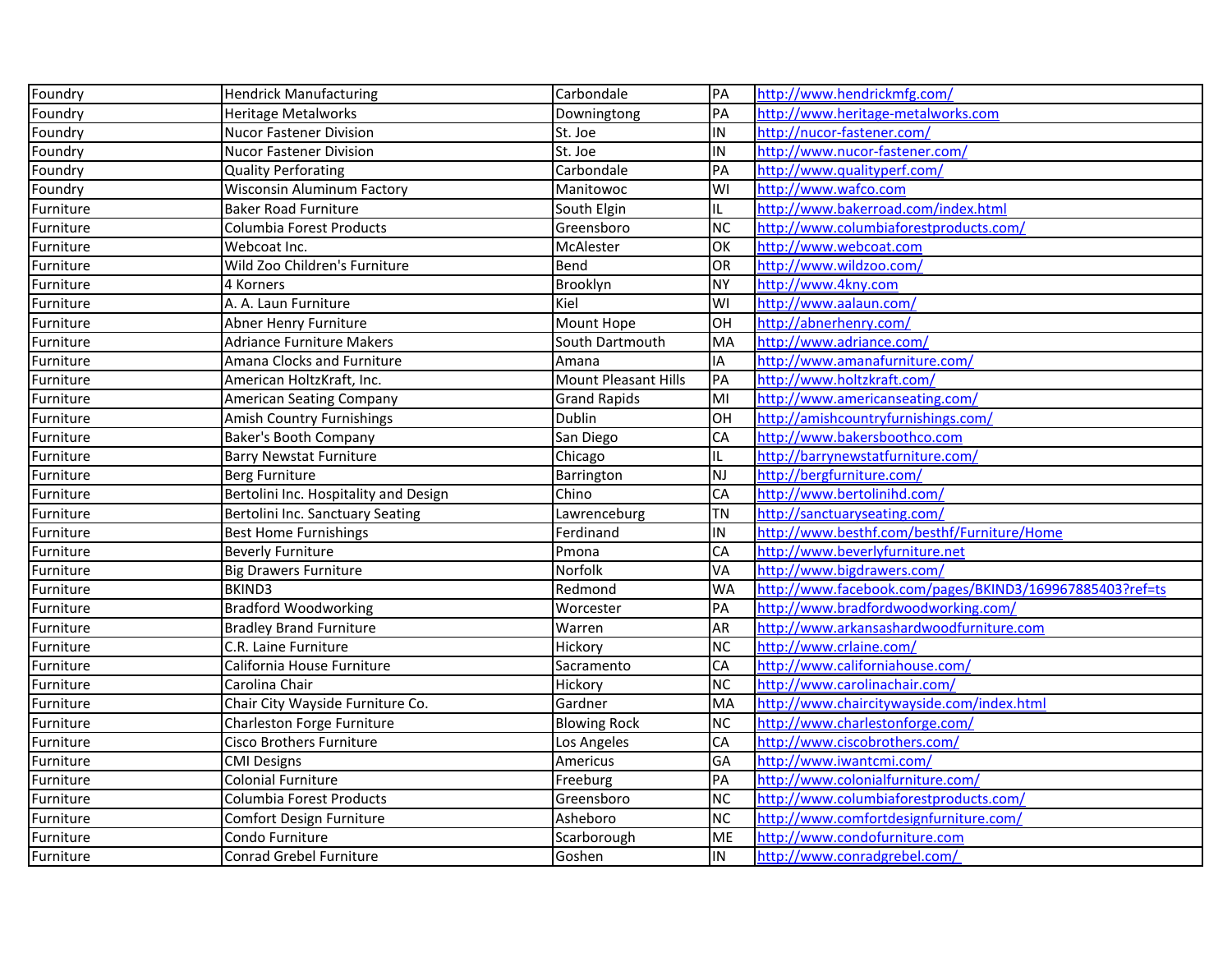| Foundry | Hendrick Manufacturing | Carbondale | PA | http://www.hendrickmfg.com/ |
|---|---|---|---|---|
| Foundry | Heritage Metalworks | Downingtong | PA | http://www.heritage-metalworks.com |
| Foundry | Nucor Fastener Division | St. Joe | IN | http://nucor-fastener.com/ |
| Foundry | Nucor Fastener Division | St. Joe | IN | http://www.nucor-fastener.com/ |
| Foundry | Quality Perforating | Carbondale | PA | http://www.qualityperf.com/ |
| Foundry | Wisconsin Aluminum Factory | Manitowoc | WI | http://www.wafco.com |
| Furniture | Baker Road Furniture | South Elgin | IL | http://www.bakerroad.com/index.html |
| Furniture | Columbia Forest Products | Greensboro | NC | http://www.columbiaforestproducts.com/ |
| Furniture | Webcoat Inc. | McAlester | OK | http://www.webcoat.com |
| Furniture | Wild Zoo Children's Furniture | Bend | OR | http://www.wildzoo.com/ |
| Furniture | 4 Korners | Brooklyn | NY | http://www.4kny.com |
| Furniture | A. A. Laun Furniture | Kiel | WI | http://www.aalaun.com/ |
| Furniture | Abner Henry Furniture | Mount Hope | OH | http://abnerhenry.com/ |
| Furniture | Adriance Furniture Makers | South Dartmouth | MA | http://www.adriance.com/ |
| Furniture | Amana Clocks and Furniture | Amana | IA | http://www.amanafurniture.com/ |
| Furniture | American HoltzKraft, Inc. | Mount Pleasant Hills | PA | http://www.holtzkraft.com/ |
| Furniture | American Seating Company | Grand Rapids | MI | http://www.americanseating.com/ |
| Furniture | Amish Country Furnishings | Dublin | OH | http://amishcountryfurnishings.com/ |
| Furniture | Baker's Booth Company | San Diego | CA | http://www.bakersboothco.com |
| Furniture | Barry Newstat Furniture | Chicago | IL | http://barrynewstatfurniture.com/ |
| Furniture | Berg Furniture | Barrington | NJ | http://bergfurniture.com/ |
| Furniture | Bertolini Inc. Hospitality and Design | Chino | CA | http://www.bertolinihd.com/ |
| Furniture | Bertolini Inc. Sanctuary Seating | Lawrenceburg | TN | http://sanctuaryseating.com/ |
| Furniture | Best Home Furnishings | Ferdinand | IN | http://www.besthf.com/besthf/Furniture/Home |
| Furniture | Beverly Furniture | Pmona | CA | http://www.beverlyfurniture.net |
| Furniture | Big Drawers Furniture | Norfolk | VA | http://www.bigdrawers.com/ |
| Furniture | BKIND3 | Redmond | WA | http://www.facebook.com/pages/BKIND3/169967885403?ref=ts |
| Furniture | Bradford Woodworking | Worcester | PA | http://www.bradfordwoodworking.com/ |
| Furniture | Bradley Brand Furniture | Warren | AR | http://www.arkansashardwoodfurniture.com |
| Furniture | C.R. Laine Furniture | Hickory | NC | http://www.crlaine.com/ |
| Furniture | California House Furniture | Sacramento | CA | http://www.californiahouse.com/ |
| Furniture | Carolina Chair | Hickory | NC | http://www.carolinachair.com/ |
| Furniture | Chair City Wayside Furniture Co. | Gardner | MA | http://www.chaircitywayside.com/index.html |
| Furniture | Charleston Forge Furniture | Blowing Rock | NC | http://www.charlestonforge.com/ |
| Furniture | Cisco Brothers Furniture | Los Angeles | CA | http://www.ciscobrothers.com/ |
| Furniture | CMI Designs | Americus | GA | http://www.iwantcmi.com/ |
| Furniture | Colonial Furniture | Freeburg | PA | http://www.colonialfurniture.com/ |
| Furniture | Columbia Forest Products | Greensboro | NC | http://www.columbiaforestproducts.com/ |
| Furniture | Comfort Design Furniture | Asheboro | NC | http://www.comfortdesignfurniture.com/ |
| Furniture | Condo Furniture | Scarborough | ME | http://www.condofurniture.com |
| Furniture | Conrad Grebel Furniture | Goshen | IN | http://www.conradgrebel.com/ |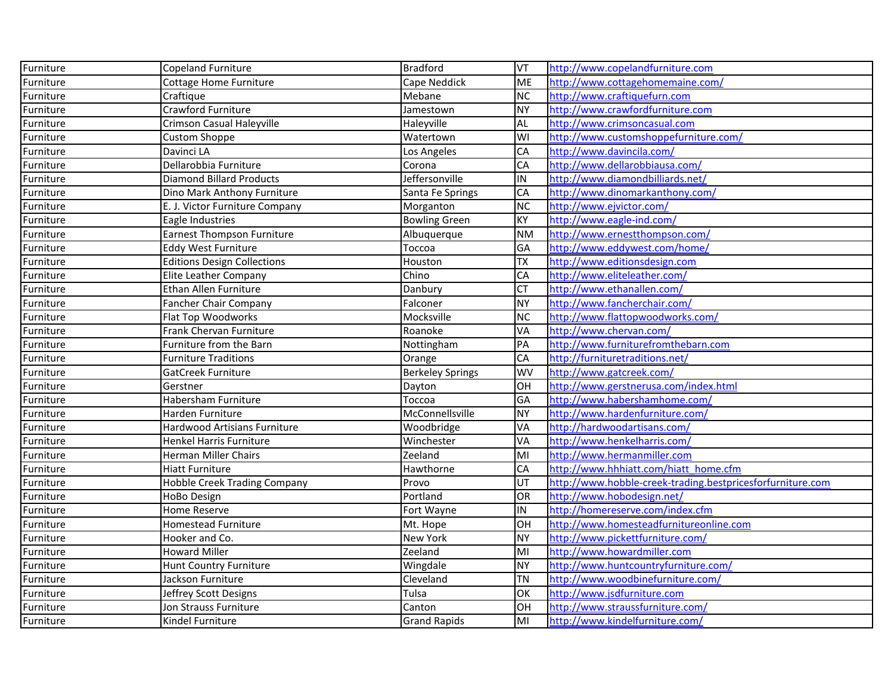| Furniture | Copeland Furniture | Bradford | VT | http://www.copelandfurniture.com |
|---|---|---|---|---|
| Furniture | Cottage Home Furniture | Cape Neddick | ME | http://www.cottagehomemaine.com/ |
| Furniture | Craftique | Mebane | NC | http://www.craftiquefurn.com |
| Furniture | Crawford Furniture | Jamestown | NY | http://www.crawfordfurniture.com |
| Furniture | Crimson Casual Haleyville | Haleyville | AL | http://www.crimsoncasual.com |
| Furniture | Custom Shoppe | Watertown | WI | http://www.customshoppefurniture.com/ |
| Furniture | Davinci LA | Los Angeles | CA | http://www.davincila.com/ |
| Furniture | Dellarobbia Furniture | Corona | CA | http://www.dellarobbiausa.com/ |
| Furniture | Diamond Billard Products | Jeffersonville | IN | http://www.diamondbilliards.net/ |
| Furniture | Dino Mark Anthony Furniture | Santa Fe Springs | CA | http://www.dinomarkanthony.com/ |
| Furniture | E. J. Victor Furniture Company | Morganton | NC | http://www.ejvictor.com/ |
| Furniture | Eagle Industries | Bowling Green | KY | http://www.eagle-ind.com/ |
| Furniture | Earnest Thompson Furniture | Albuquerque | NM | http://www.ernestthompson.com/ |
| Furniture | Eddy West Furniture | Toccoa | GA | http://www.eddywest.com/home/ |
| Furniture | Editions Design Collections | Houston | TX | http://www.editionsdesign.com |
| Furniture | Elite Leather Company | Chino | CA | http://www.eliteleather.com/ |
| Furniture | Ethan Allen Furniture | Danbury | CT | http://www.ethanallen.com/ |
| Furniture | Fancher Chair Company | Falconer | NY | http://www.fancherchair.com/ |
| Furniture | Flat Top Woodworks | Mocksville | NC | http://www.flattopwoodworks.com/ |
| Furniture | Frank Chervan Furniture | Roanoke | VA | http://www.chervan.com/ |
| Furniture | Furniture from the Barn | Nottingham | PA | http://www.furniturefromthebarn.com |
| Furniture | Furniture Traditions | Orange | CA | http://furnituretraditions.net/ |
| Furniture | GatCreek Furniture | Berkeley Springs | WV | http://www.gatcreek.com/ |
| Furniture | Gerstner | Dayton | OH | http://www.gerstnerusa.com/index.html |
| Furniture | Habersham Furniture | Toccoa | GA | http://www.habershamhome.com/ |
| Furniture | Harden Furniture | McConnellsville | NY | http://www.hardenfurniture.com/ |
| Furniture | Hardwood Artisians Furniture | Woodbridge | VA | http://hardwoodartisans.com/ |
| Furniture | Henkel Harris Furniture | Winchester | VA | http://www.henkelharris.com/ |
| Furniture | Herman Miller Chairs | Zeeland | MI | http://www.hermanmiller.com |
| Furniture | Hiatt Furniture | Hawthorne | CA | http://www.hhhiatt.com/hiatt_home.cfm |
| Furniture | Hobble Creek Trading Company | Provo | UT | http://www.hobble-creek-trading.bestpricesforfurniture.com |
| Furniture | HoBo Design | Portland | OR | http://www.hobodesign.net/ |
| Furniture | Home Reserve | Fort Wayne | IN | http://homereserve.com/index.cfm |
| Furniture | Homestead Furniture | Mt. Hope | OH | http://www.homesteadfurnitureonline.com |
| Furniture | Hooker and Co. | New York | NY | http://www.pickettfurniture.com/ |
| Furniture | Howard Miller | Zeeland | MI | http://www.howardmiller.com |
| Furniture | Hunt Country Furniture | Wingdale | NY | http://www.huntcountryfurniture.com/ |
| Furniture | Jackson Furniture | Cleveland | TN | http://www.woodbinefurniture.com/ |
| Furniture | Jeffrey Scott Designs | Tulsa | OK | http://www.jsdfurniture.com |
| Furniture | Jon Strauss Furniture | Canton | OH | http://www.straussfurniture.com/ |
| Furniture | Kindel Furniture | Grand Rapids | MI | http://www.kindelfurniture.com/ |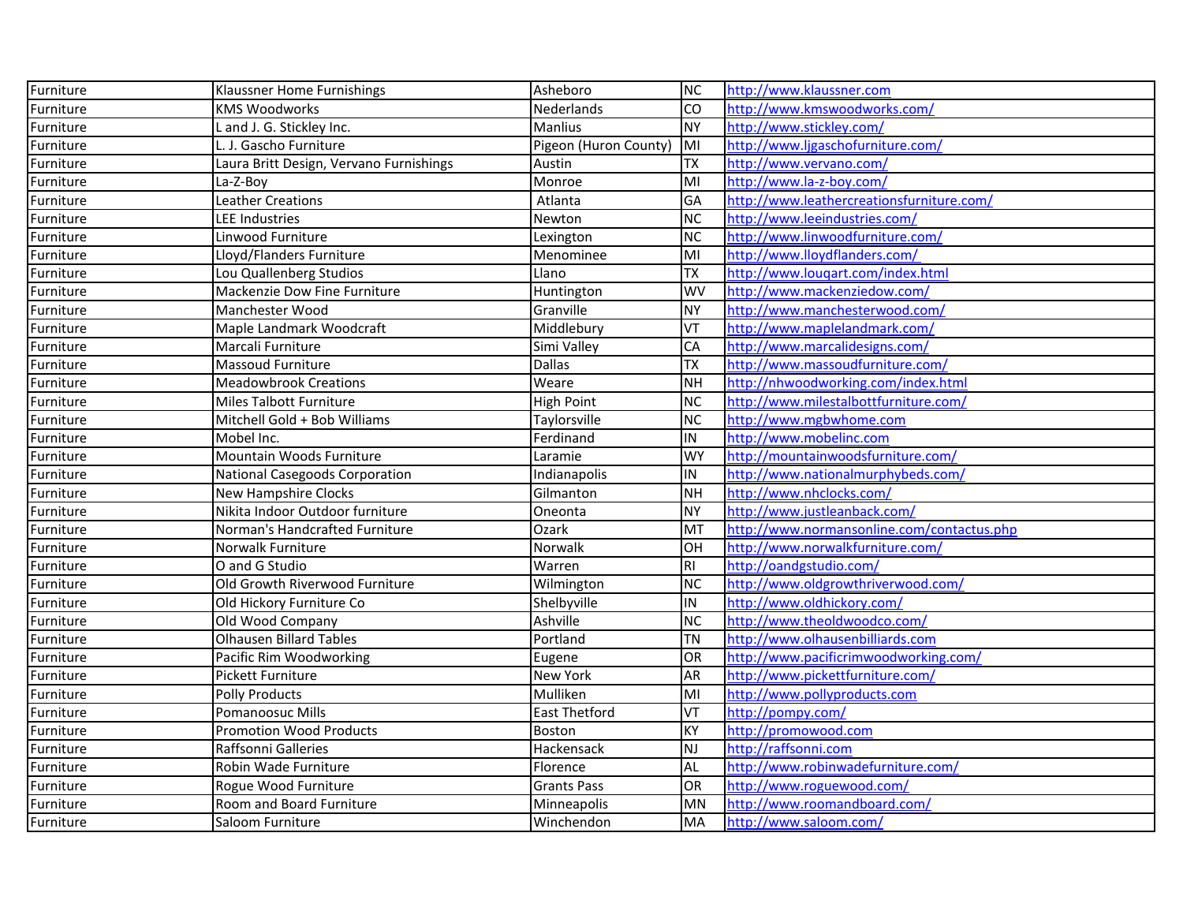| Furniture | Klaussner Home Furnishings | Asheboro | NC | http://www.klaussner.com |
|---|---|---|---|---|
| Furniture | KMS Woodworks | Nederlands | CO | http://www.kmswoodworks.com/ |
| Furniture | L and J. G. Stickley Inc. | Manlius | NY | http://www.stickley.com/ |
| Furniture | L. J. Gascho Furniture | Pigeon (Huron County) | MI | http://www.ljgaschofurniture.com/ |
| Furniture | Laura Britt Design, Vervano Furnishings | Austin | TX | http://www.vervano.com/ |
| Furniture | La-Z-Boy | Monroe | MI | http://www.la-z-boy.com/ |
| Furniture | Leather Creations | Atlanta | GA | http://www.leathercreationsfurniture.com/ |
| Furniture | LEE Industries | Newton | NC | http://www.leeindustries.com/ |
| Furniture | Linwood Furniture | Lexington | NC | http://www.linwoodfurniture.com/ |
| Furniture | Lloyd/Flanders Furniture | Menominee | MI | http://www.lloydflanders.com/ |
| Furniture | Lou Quallenberg Studios | Llano | TX | http://www.louqart.com/index.html |
| Furniture | Mackenzie Dow Fine Furniture | Huntington | WV | http://www.mackenziedow.com/ |
| Furniture | Manchester Wood | Granville | NY | http://www.manchesterwood.com/ |
| Furniture | Maple Landmark Woodcraft | Middlebury | VT | http://www.maplelandmark.com/ |
| Furniture | Marcali Furniture | Simi Valley | CA | http://www.marcalidesigns.com/ |
| Furniture | Massoud Furniture | Dallas | TX | http://www.massoudfurniture.com/ |
| Furniture | Meadowbrook Creations | Weare | NH | http://nhwoodworking.com/index.html |
| Furniture | Miles Talbott Furniture | High Point | NC | http://www.milestalbottfurniture.com/ |
| Furniture | Mitchell Gold + Bob Williams | Taylorsville | NC | http://www.mgbwhome.com |
| Furniture | Mobel Inc. | Ferdinand | IN | http://www.mobelinc.com |
| Furniture | Mountain Woods Furniture | Laramie | WY | http://mountainwoodsfurniture.com/ |
| Furniture | National Casegoods Corporation | Indianapolis | IN | http://www.nationalmurphybeds.com/ |
| Furniture | New Hampshire Clocks | Gilmanton | NH | http://www.nhclocks.com/ |
| Furniture | Nikita Indoor Outdoor furniture | Oneonta | NY | http://www.justleanback.com/ |
| Furniture | Norman's Handcrafted Furniture | Ozark | MT | http://www.normansonline.com/contactus.php |
| Furniture | Norwalk Furniture | Norwalk | OH | http://www.norwalkfurniture.com/ |
| Furniture | O and G Studio | Warren | RI | http://oandgstudio.com/ |
| Furniture | Old Growth Riverwood Furniture | Wilmington | NC | http://www.oldgrowthriverwood.com/ |
| Furniture | Old Hickory Furniture Co | Shelbyville | IN | http://www.oldhickory.com/ |
| Furniture | Old Wood Company | Ashville | NC | http://www.theoldwoodco.com/ |
| Furniture | Olhausen Billard Tables | Portland | TN | http://www.olhausenbilliards.com |
| Furniture | Pacific Rim Woodworking | Eugene | OR | http://www.pacificrimwoodworking.com/ |
| Furniture | Pickett Furniture | New York | AR | http://www.pickettfurniture.com/ |
| Furniture | Polly Products | Mulliken | MI | http://www.pollyproducts.com |
| Furniture | Pomanoosuc Mills | East Thetford | VT | http://pompy.com/ |
| Furniture | Promotion Wood Products | Boston | KY | http://promowood.com |
| Furniture | Raffsonni Galleries | Hackensack | NJ | http://raffsonni.com |
| Furniture | Robin Wade Furniture | Florence | AL | http://www.robinwadefurniture.com/ |
| Furniture | Rogue Wood Furniture | Grants Pass | OR | http://www.roguewood.com/ |
| Furniture | Room and Board Furniture | Minneapolis | MN | http://www.roomandboard.com/ |
| Furniture | Saloom Furniture | Winchendon | MA | http://www.saloom.com/ |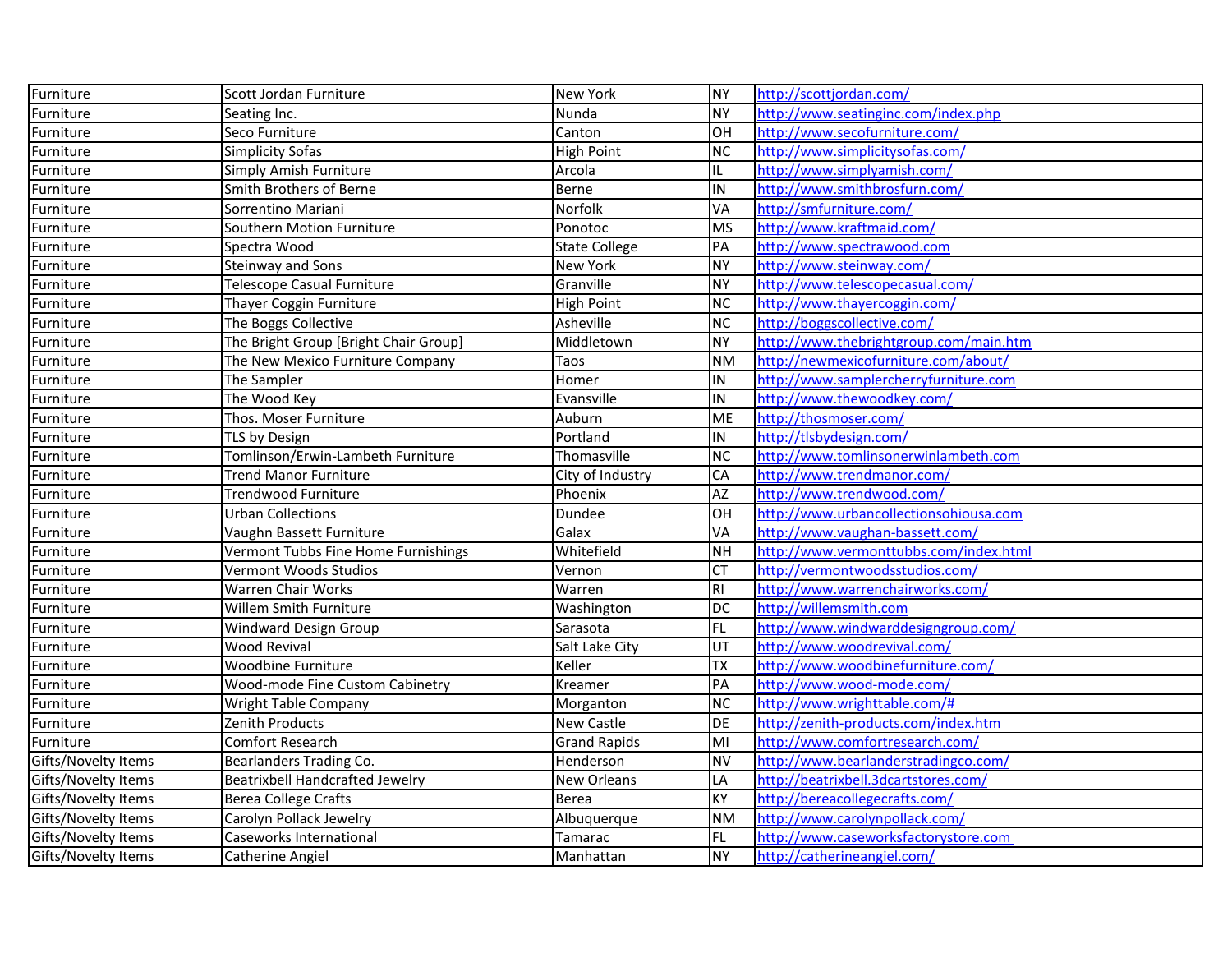| | | | | |
|---|---|---|---|---|
| Furniture | Scott Jordan Furniture | New York | NY | http://scottjordan.com/ |
| Furniture | Seating Inc. | Nunda | NY | http://www.seatinginc.com/index.php |
| Furniture | Seco Furniture | Canton | OH | http://www.secofurniture.com/ |
| Furniture | Simplicity Sofas | High Point | NC | http://www.simplicitysofas.com/ |
| Furniture | Simply Amish Furniture | Arcola | IL | http://www.simplyamish.com/ |
| Furniture | Smith Brothers of Berne | Berne | IN | http://www.smithbrosfurn.com/ |
| Furniture | Sorrentino Mariani | Norfolk | VA | http://smfurniture.com/ |
| Furniture | Southern Motion Furniture | Ponotoc | MS | http://www.kraftmaid.com/ |
| Furniture | Spectra Wood | State College | PA | http://www.spectrawood.com |
| Furniture | Steinway and Sons | New York | NY | http://www.steinway.com/ |
| Furniture | Telescope Casual Furniture | Granville | NY | http://www.telescopecasual.com/ |
| Furniture | Thayer Coggin Furniture | High Point | NC | http://www.thayercoggin.com/ |
| Furniture | The Boggs Collective | Asheville | NC | http://boggscollective.com/ |
| Furniture | The Bright Group [Bright Chair Group] | Middletown | NY | http://www.thebrightgroup.com/main.htm |
| Furniture | The New Mexico Furniture Company | Taos | NM | http://newmexicofurniture.com/about/ |
| Furniture | The Sampler | Homer | IN | http://www.samplercherryfurniture.com |
| Furniture | The Wood Key | Evansville | IN | http://www.thewoodkey.com/ |
| Furniture | Thos. Moser Furniture | Auburn | ME | http://thosmoser.com/ |
| Furniture | TLS by Design | Portland | IN | http://tlsbydesign.com/ |
| Furniture | Tomlinson/Erwin-Lambeth Furniture | Thomasville | NC | http://www.tomlinsonerwinlambeth.com |
| Furniture | Trend Manor Furniture | City of Industry | CA | http://www.trendmanor.com/ |
| Furniture | Trendwood Furniture | Phoenix | AZ | http://www.trendwood.com/ |
| Furniture | Urban Collections | Dundee | OH | http://www.urbancollectionsohiousa.com |
| Furniture | Vaughn Bassett Furniture | Galax | VA | http://www.vaughan-bassett.com/ |
| Furniture | Vermont Tubbs Fine Home Furnishings | Whitefield | NH | http://www.vermonttubbs.com/index.html |
| Furniture | Vermont Woods Studios | Vernon | CT | http://vermontwoodsstudios.com/ |
| Furniture | Warren Chair Works | Warren | RI | http://www.warrenchairworks.com/ |
| Furniture | Willem Smith Furniture | Washington | DC | http://willemsmith.com |
| Furniture | Windward Design Group | Sarasota | FL | http://www.windwarddesigngroup.com/ |
| Furniture | Wood Revival | Salt Lake City | UT | http://www.woodrevival.com/ |
| Furniture | Woodbine Furniture | Keller | TX | http://www.woodbinefurniture.com/ |
| Furniture | Wood-mode Fine Custom Cabinetry | Kreamer | PA | http://www.wood-mode.com/ |
| Furniture | Wright Table Company | Morganton | NC | http://www.wrighttable.com/# |
| Furniture | Zenith Products | New Castle | DE | http://zenith-products.com/index.htm |
| Furniture | Comfort Research | Grand Rapids | MI | http://www.comfortresearch.com/ |
| Gifts/Novelty Items | Bearlanders Trading Co. | Henderson | NV | http://www.bearlanderstradingco.com/ |
| Gifts/Novelty Items | Beatrixbell Handcrafted Jewelry | New Orleans | LA | http://beatrixbell.3dcartstores.com/ |
| Gifts/Novelty Items | Berea College Crafts | Berea | KY | http://bereacollegecrafts.com/ |
| Gifts/Novelty Items | Carolyn Pollack Jewelry | Albuquerque | NM | http://www.carolynpollack.com/ |
| Gifts/Novelty Items | Caseworks International | Tamarac | FL | http://www.caseworksfactorystore.com |
| Gifts/Novelty Items | Catherine Angiel | Manhattan | NY | http://catherineangiel.com/ |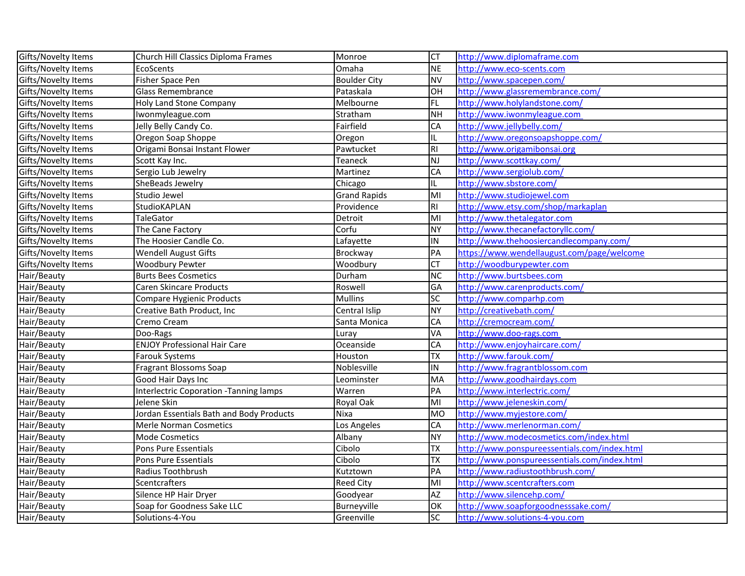| | | | | |
|---|---|---|---|---|
| Gifts/Novelty Items | Church Hill Classics Diploma Frames | Monroe | CT | http://www.diplomaframe.com |
| Gifts/Novelty Items | EcoScents | Omaha | NE | http://www.eco-scents.com |
| Gifts/Novelty Items | Fisher Space Pen | Boulder City | NV | http://www.spacepen.com/ |
| Gifts/Novelty Items | Glass Remembrance | Pataskala | OH | http://www.glassremembrance.com/ |
| Gifts/Novelty Items | Holy Land Stone Company | Melbourne | FL | http://www.holylandstone.com/ |
| Gifts/Novelty Items | Iwonmyleague.com | Stratham | NH | http://www.iwonmyleague.com |
| Gifts/Novelty Items | Jelly Belly Candy Co. | Fairfield | CA | http://www.jellybelly.com/ |
| Gifts/Novelty Items | Oregon Soap Shoppe | Oregon | IL | http://www.oregonsoapshoppe.com/ |
| Gifts/Novelty Items | Origami Bonsai Instant Flower | Pawtucket | RI | http://www.origamibonsai.org |
| Gifts/Novelty Items | Scott Kay Inc. | Teaneck | NJ | http://www.scottkay.com/ |
| Gifts/Novelty Items | Sergio Lub Jewelry | Martinez | CA | http://www.sergiolub.com/ |
| Gifts/Novelty Items | SheBeads Jewelry | Chicago | IL | http://www.sbstore.com/ |
| Gifts/Novelty Items | Studio Jewel | Grand Rapids | MI | http://www.studiojewel.com |
| Gifts/Novelty Items | StudioKAPLAN | Providence | RI | http://www.etsy.com/shop/markaplan |
| Gifts/Novelty Items | TaleGator | Detroit | MI | http://www.thetalegator.com |
| Gifts/Novelty Items | The Cane Factory | Corfu | NY | http://www.thecanefactoryllc.com/ |
| Gifts/Novelty Items | The Hoosier Candle Co. | Lafayette | IN | http://www.thehoosiercandlecompany.com/ |
| Gifts/Novelty Items | Wendell August Gifts | Brockway | PA | https://www.wendellaugust.com/page/welcome |
| Gifts/Novelty Items | Woodbury Pewter | Woodbury | CT | http://woodburypewter.com |
| Hair/Beauty | Burts Bees Cosmetics | Durham | NC | http://www.burtsbees.com |
| Hair/Beauty | Caren Skincare Products | Roswell | GA | http://www.carenproducts.com/ |
| Hair/Beauty | Compare Hygienic Products | Mullins | SC | http://www.comparhp.com |
| Hair/Beauty | Creative Bath Product, Inc | Central Islip | NY | http://creativebath.com/ |
| Hair/Beauty | Cremo Cream | Santa Monica | CA | http://cremocream.com/ |
| Hair/Beauty | Doo-Rags | Luray | VA | http://www.doo-rags.com |
| Hair/Beauty | ENJOY Professional Hair Care | Oceanside | CA | http://www.enjoyhaircare.com/ |
| Hair/Beauty | Farouk Systems | Houston | TX | http://www.farouk.com/ |
| Hair/Beauty | Fragrant Blossoms Soap | Noblesville | IN | http://www.fragrantblossom.com |
| Hair/Beauty | Good Hair Days Inc | Leominster | MA | http://www.goodhairdays.com |
| Hair/Beauty | Interlectric Coporation -Tanning lamps | Warren | PA | http://www.interlectric.com/ |
| Hair/Beauty | Jelene Skin | Royal Oak | MI | http://www.jeleneskin.com/ |
| Hair/Beauty | Jordan Essentials Bath and Body Products | Nixa | MO | http://www.myjestore.com/ |
| Hair/Beauty | Merle Norman Cosmetics | Los Angeles | CA | http://www.merlenorman.com/ |
| Hair/Beauty | Mode Cosmetics | Albany | NY | http://www.modecosmetics.com/index.html |
| Hair/Beauty | Pons Pure Essentials | Cibolo | TX | http://www.ponspureessentials.com/index.html |
| Hair/Beauty | Pons Pure Essentials | Cibolo | TX | http://www.ponspureessentials.com/index.html |
| Hair/Beauty | Radius Toothbrush | Kutztown | PA | http://www.radiustoothbrush.com/ |
| Hair/Beauty | Scentcrafters | Reed City | MI | http://www.scentcrafters.com |
| Hair/Beauty | Silence HP Hair Dryer | Goodyear | AZ | http://www.silencehp.com/ |
| Hair/Beauty | Soap for Goodness Sake LLC | Burneyville | OK | http://www.soapforgoodnesssake.com/ |
| Hair/Beauty | Solutions-4-You | Greenville | SC | http://www.solutions-4-you.com |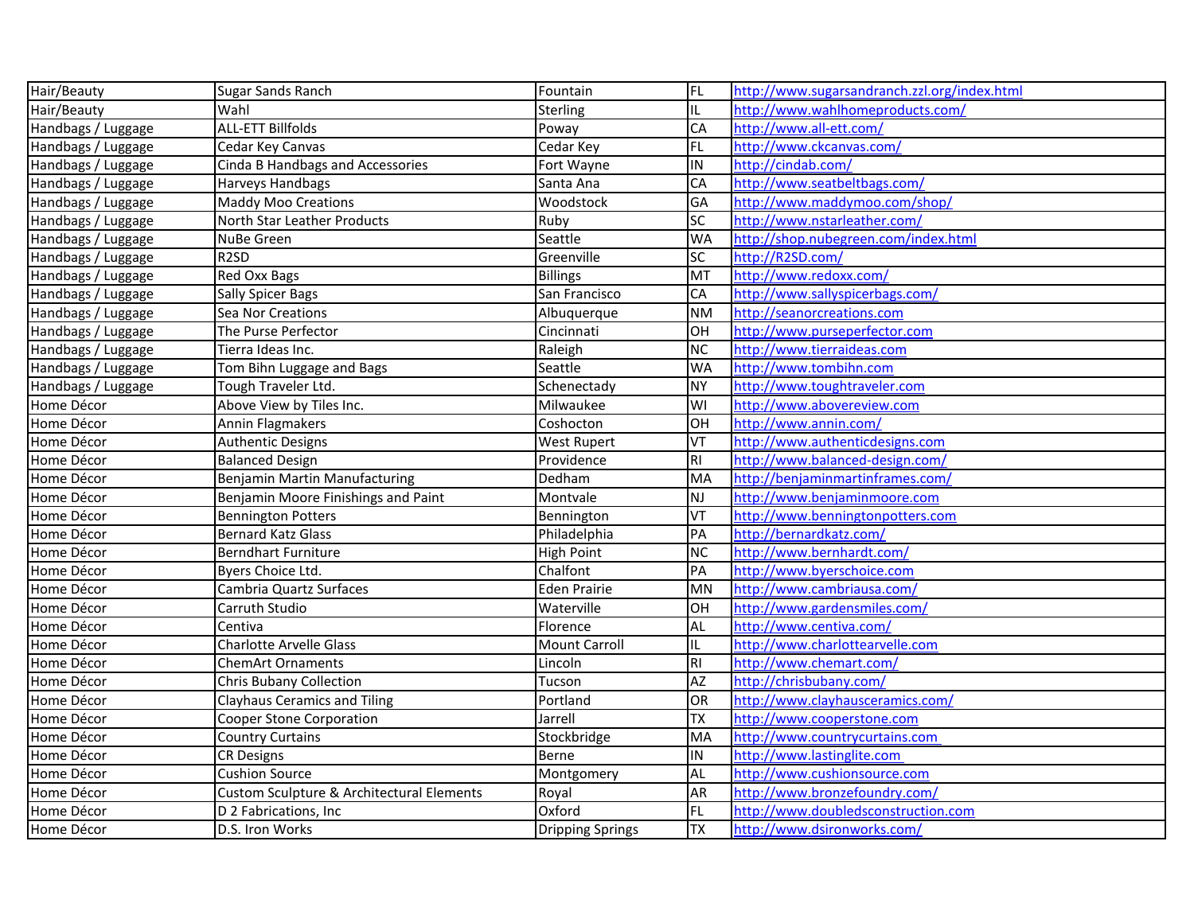| Hair/Beauty | Sugar Sands Ranch | Fountain | FL | http://www.sugarsandranch.zzl.org/index.html |
|---|---|---|---|---|
| Hair/Beauty | Wahl | Sterling | IL | http://www.wahlhomeproducts.com/ |
| Handbags / Luggage | ALL-ETT Billfolds | Poway | CA | http://www.all-ett.com/ |
| Handbags / Luggage | Cedar Key Canvas | Cedar Key | FL | http://www.ckcanvas.com/ |
| Handbags / Luggage | Cinda B Handbags and Accessories | Fort Wayne | IN | http://cindab.com/ |
| Handbags / Luggage | Harveys Handbags | Santa Ana | CA | http://www.seatbeltbags.com/ |
| Handbags / Luggage | Maddy Moo Creations | Woodstock | GA | http://www.maddymoo.com/shop/ |
| Handbags / Luggage | North Star Leather Products | Ruby | SC | http://www.nstarleather.com/ |
| Handbags / Luggage | NuBe Green | Seattle | WA | http://shop.nubegreen.com/index.html |
| Handbags / Luggage | R2SD | Greenville | SC | http://R2SD.com/ |
| Handbags / Luggage | Red Oxx Bags | Billings | MT | http://www.redoxx.com/ |
| Handbags / Luggage | Sally Spicer Bags | San Francisco | CA | http://www.sallyspicerbags.com/ |
| Handbags / Luggage | Sea Nor Creations | Albuquerque | NM | http://seanorcreations.com |
| Handbags / Luggage | The Purse Perfector | Cincinnati | OH | http://www.purseperfector.com |
| Handbags / Luggage | Tierra Ideas Inc. | Raleigh | NC | http://www.tierraideas.com |
| Handbags / Luggage | Tom Bihn Luggage and Bags | Seattle | WA | http://www.tombihn.com |
| Handbags / Luggage | Tough Traveler Ltd. | Schenectady | NY | http://www.toughtraveler.com |
| Home Décor | Above View by Tiles Inc. | Milwaukee | WI | http://www.abovereview.com |
| Home Décor | Annin Flagmakers | Coshocton | OH | http://www.annin.com/ |
| Home Décor | Authentic Designs | West Rupert | VT | http://www.authenticdesigns.com |
| Home Décor | Balanced Design | Providence | RI | http://www.balanced-design.com/ |
| Home Décor | Benjamin Martin Manufacturing | Dedham | MA | http://benjaminmartinframes.com/ |
| Home Décor | Benjamin Moore Finishings and Paint | Montvale | NJ | http://www.benjaminmoore.com |
| Home Décor | Bennington Potters | Bennington | VT | http://www.benningtonpotters.com |
| Home Décor | Bernard Katz Glass | Philadelphia | PA | http://bernardkatz.com/ |
| Home Décor | Berndhart Furniture | High Point | NC | http://www.bernhardt.com/ |
| Home Décor | Byers Choice Ltd. | Chalfont | PA | http://www.byerschoice.com |
| Home Décor | Cambria Quartz Surfaces | Eden Prairie | MN | http://www.cambriausa.com/ |
| Home Décor | Carruth Studio | Waterville | OH | http://www.gardensmiles.com/ |
| Home Décor | Centiva | Florence | AL | http://www.centiva.com/ |
| Home Décor | Charlotte Arvelle Glass | Mount Carroll | IL | http://www.charlottearvelle.com |
| Home Décor | ChemArt Ornaments | Lincoln | RI | http://www.chemart.com/ |
| Home Décor | Chris Bubany Collection | Tucson | AZ | http://chrisbubany.com/ |
| Home Décor | Clayhaus Ceramics and Tiling | Portland | OR | http://www.clayhausceramics.com/ |
| Home Décor | Cooper Stone Corporation | Jarrell | TX | http://www.cooperstone.com |
| Home Décor | Country Curtains | Stockbridge | MA | http://www.countrycurtains.com |
| Home Décor | CR Designs | Berne | IN | http://www.lastinglite.com |
| Home Décor | Cushion Source | Montgomery | AL | http://www.cushionsource.com |
| Home Décor | Custom Sculpture & Architectural Elements | Royal | AR | http://www.bronzefoundry.com/ |
| Home Décor | D 2 Fabrications, Inc | Oxford | FL | http://www.doubledsconstruction.com |
| Home Décor | D.S. Iron Works | Dripping Springs | TX | http://www.dsironworks.com/ |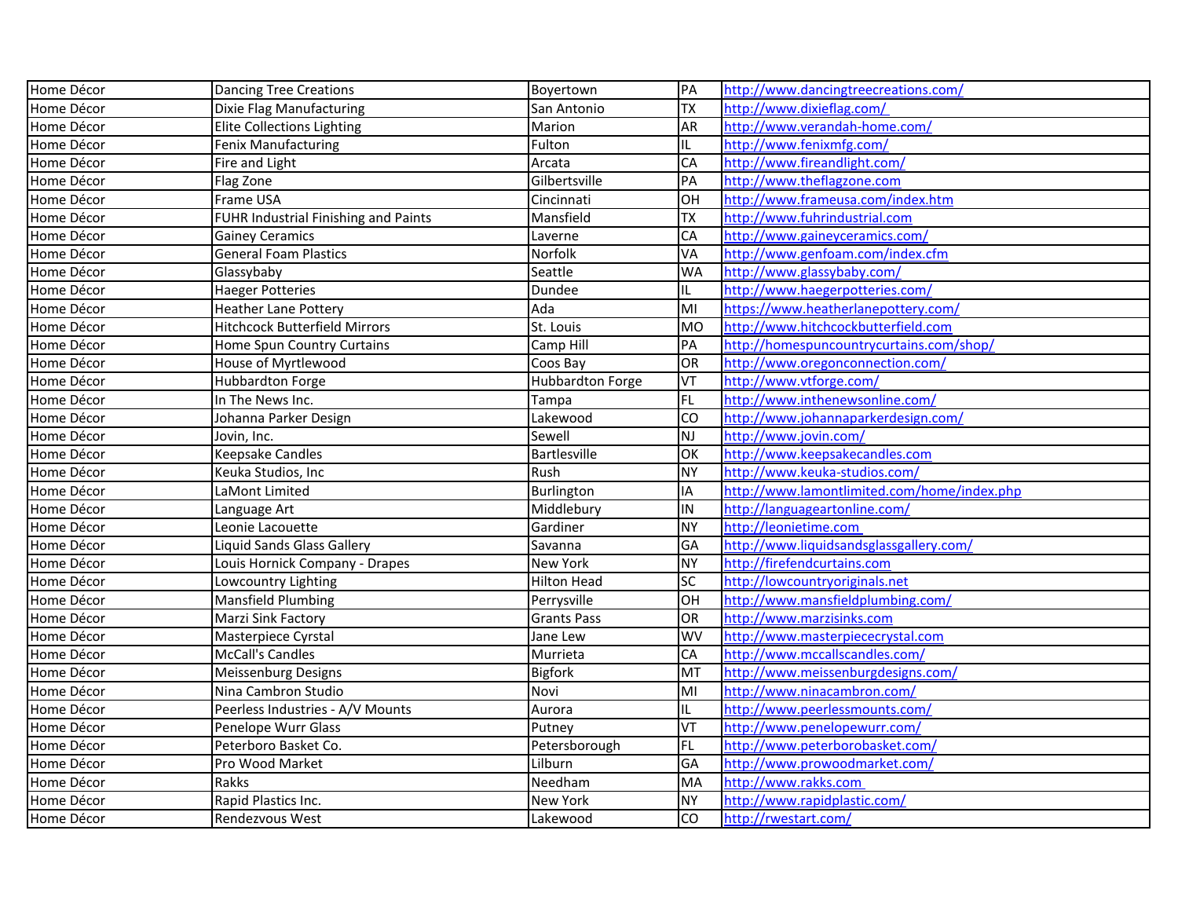| | | | | |
|---|---|---|---|---|
| Home Décor | Dancing Tree Creations | Boyertown | PA | http://www.dancingtreecreations.com/ |
| Home Décor | Dixie Flag Manufacturing | San Antonio | TX | http://www.dixieflag.com/ |
| Home Décor | Elite Collections Lighting | Marion | AR | http://www.verandah-home.com/ |
| Home Décor | Fenix Manufacturing | Fulton | IL | http://www.fenixmfg.com/ |
| Home Décor | Fire and Light | Arcata | CA | http://www.fireandlight.com/ |
| Home Décor | Flag Zone | Gilbertsville | PA | http://www.theflagzone.com |
| Home Décor | Frame USA | Cincinnati | OH | http://www.frameusa.com/index.htm |
| Home Décor | FUHR Industrial Finishing and Paints | Mansfield | TX | http://www.fuhrindustrial.com |
| Home Décor | Gainey Ceramics | Laverne | CA | http://www.gaineyceramics.com/ |
| Home Décor | General Foam Plastics | Norfolk | VA | http://www.genfoam.com/index.cfm |
| Home Décor | Glassybaby | Seattle | WA | http://www.glassybaby.com/ |
| Home Décor | Haeger Potteries | Dundee | IL | http://www.haegerpotteries.com/ |
| Home Décor | Heather Lane Pottery | Ada | MI | https://www.heatherlanepottery.com/ |
| Home Décor | Hitchcock Butterfield Mirrors | St. Louis | MO | http://www.hitchcockbutterfield.com |
| Home Décor | Home Spun Country Curtains | Camp Hill | PA | http://homespuncountrycurtains.com/shop/ |
| Home Décor | House of Myrtlewood | Coos Bay | OR | http://www.oregonconnection.com/ |
| Home Décor | Hubbardton Forge | Hubbardton Forge | VT | http://www.vtforge.com/ |
| Home Décor | In The News Inc. | Tampa | FL | http://www.inthenewsonline.com/ |
| Home Décor | Johanna Parker Design | Lakewood | CO | http://www.johannaparkerdesign.com/ |
| Home Décor | Jovin, Inc. | Sewell | NJ | http://www.jovin.com/ |
| Home Décor | Keepsake Candles | Bartlesville | OK | http://www.keepsakecandles.com |
| Home Décor | Keuka Studios, Inc | Rush | NY | http://www.keuka-studios.com/ |
| Home Décor | LaMont Limited | Burlington | IA | http://www.lamontlimited.com/home/index.php |
| Home Décor | Language Art | Middlebury | IN | http://languageartonline.com/ |
| Home Décor | Leonie Lacouette | Gardiner | NY | http://leonietime.com |
| Home Décor | Liquid Sands Glass Gallery | Savanna | GA | http://www.liquidsandsglassgallery.com/ |
| Home Décor | Louis Hornick Company - Drapes | New York | NY | http://firefendcurtains.com |
| Home Décor | Lowcountry Lighting | Hilton Head | SC | http://lowcountryoriginals.net |
| Home Décor | Mansfield Plumbing | Perrysville | OH | http://www.mansfieldplumbing.com/ |
| Home Décor | Marzi Sink Factory | Grants Pass | OR | http://www.marzisinks.com |
| Home Décor | Masterpiece Cyrstal | Jane Lew | WV | http://www.masterpiececrystal.com |
| Home Décor | McCall's Candles | Murrieta | CA | http://www.mccallscandles.com/ |
| Home Décor | Meissenburg Designs | Bigfork | MT | http://www.meissenburgdesigns.com/ |
| Home Décor | Nina Cambron Studio | Novi | MI | http://www.ninacambron.com/ |
| Home Décor | Peerless Industries - A/V Mounts | Aurora | IL | http://www.peerlessmounts.com/ |
| Home Décor | Penelope Wurr Glass | Putney | VT | http://www.penelopewurr.com/ |
| Home Décor | Peterboro Basket Co. | Petersborough | FL | http://www.peterborobasket.com/ |
| Home Décor | Pro Wood Market | Lilburn | GA | http://www.prowoodmarket.com/ |
| Home Décor | Rakks | Needham | MA | http://www.rakks.com |
| Home Décor | Rapid Plastics Inc. | New York | NY | http://www.rapidplastic.com/ |
| Home Décor | Rendezvous West | Lakewood | CO | http://rwestart.com/ |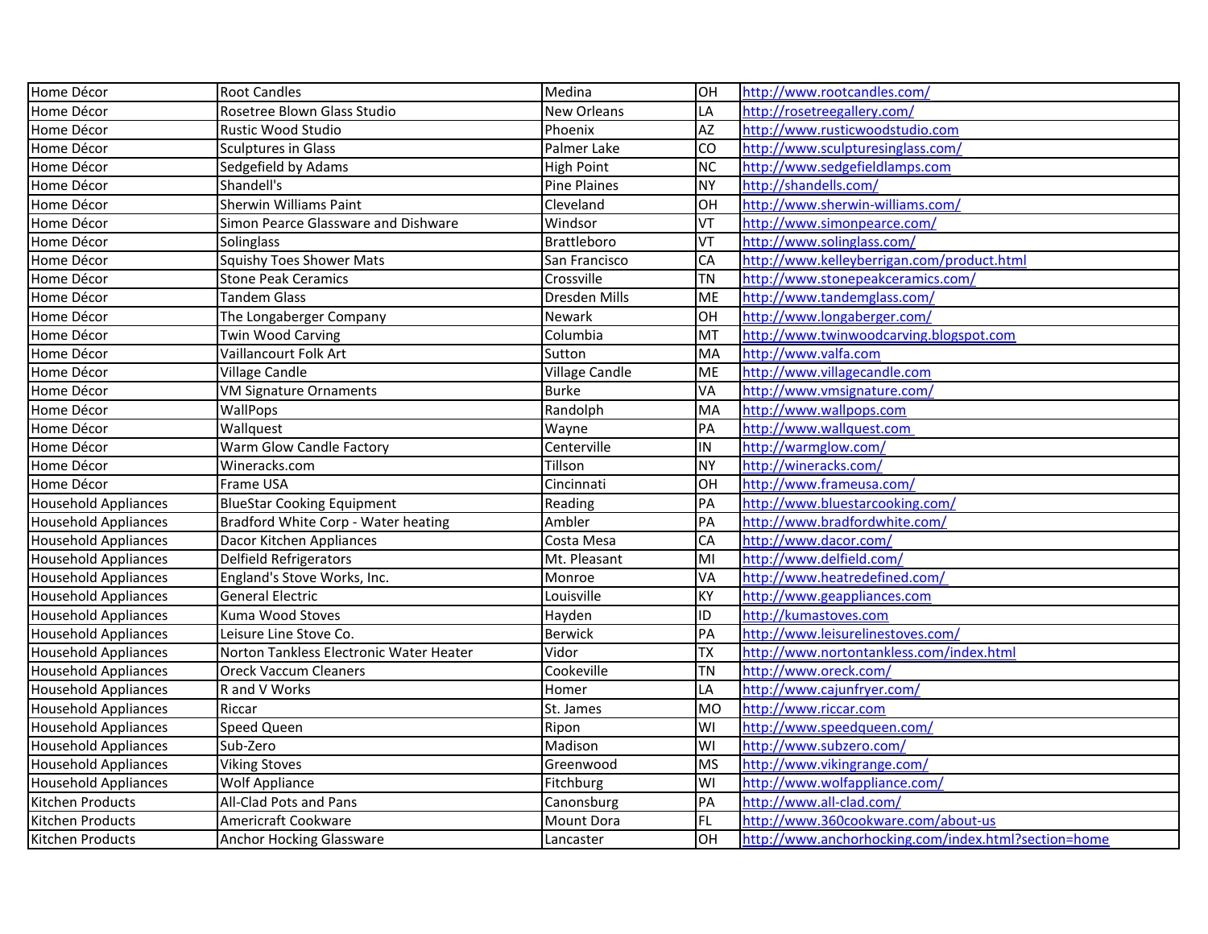| | | | | |
|---|---|---|---|---|
| Home Décor | Root Candles | Medina | OH | http://www.rootcandles.com/ |
| Home Décor | Rosetree Blown Glass Studio | New Orleans | LA | http://rosetreegallery.com/ |
| Home Décor | Rustic Wood Studio | Phoenix | AZ | http://www.rusticwoodstudio.com |
| Home Décor | Sculptures in Glass | Palmer Lake | CO | http://www.sculpturesinglass.com/ |
| Home Décor | Sedgefield by Adams | High Point | NC | http://www.sedgefieldlamps.com |
| Home Décor | Shandell's | Pine Plaines | NY | http://shandells.com/ |
| Home Décor | Sherwin Williams Paint | Cleveland | OH | http://www.sherwin-williams.com/ |
| Home Décor | Simon Pearce Glassware and Dishware | Windsor | VT | http://www.simonpearce.com/ |
| Home Décor | Solinglass | Brattleboro | VT | http://www.solinglass.com/ |
| Home Décor | Squishy Toes Shower Mats | San Francisco | CA | http://www.kelleyberrigan.com/product.html |
| Home Décor | Stone Peak Ceramics | Crossville | TN | http://www.stonepeakceramics.com/ |
| Home Décor | Tandem Glass | Dresden Mills | ME | http://www.tandemglass.com/ |
| Home Décor | The Longaberger Company | Newark | OH | http://www.longaberger.com/ |
| Home Décor | Twin Wood Carving | Columbia | MT | http://www.twinwoodcarving.blogspot.com |
| Home Décor | Vaillancourt Folk Art | Sutton | MA | http://www.valfa.com |
| Home Décor | Village Candle | Village Candle | ME | http://www.villagecandle.com |
| Home Décor | VM Signature Ornaments | Burke | VA | http://www.vmsignature.com/ |
| Home Décor | WallPops | Randolph | MA | http://www.wallpops.com |
| Home Décor | Wallquest | Wayne | PA | http://www.wallquest.com |
| Home Décor | Warm Glow Candle Factory | Centerville | IN | http://warmglow.com/ |
| Home Décor | Wineracks.com | Tillson | NY | http://wineracks.com/ |
| Home Décor | Frame USA | Cincinnati | OH | http://www.frameusa.com/ |
| Household Appliances | BlueStar Cooking Equipment | Reading | PA | http://www.bluestarcooking.com/ |
| Household Appliances | Bradford White Corp - Water heating | Ambler | PA | http://www.bradfordwhite.com/ |
| Household Appliances | Dacor Kitchen Appliances | Costa Mesa | CA | http://www.dacor.com/ |
| Household Appliances | Delfield Refrigerators | Mt. Pleasant | MI | http://www.delfield.com/ |
| Household Appliances | England's Stove Works, Inc. | Monroe | VA | http://www.heatredefined.com/ |
| Household Appliances | General Electric | Louisville | KY | http://www.geappliances.com |
| Household Appliances | Kuma Wood Stoves | Hayden | ID | http://kumastoves.com |
| Household Appliances | Leisure Line Stove Co. | Berwick | PA | http://www.leisurelinestoves.com/ |
| Household Appliances | Norton Tankless Electronic Water Heater | Vidor | TX | http://www.nortontankless.com/index.html |
| Household Appliances | Oreck Vaccum Cleaners | Cookeville | TN | http://www.oreck.com/ |
| Household Appliances | R and V Works | Homer | LA | http://www.cajunfryer.com/ |
| Household Appliances | Riccar | St. James | MO | http://www.riccar.com |
| Household Appliances | Speed Queen | Ripon | WI | http://www.speedqueen.com/ |
| Household Appliances | Sub-Zero | Madison | WI | http://www.subzero.com/ |
| Household Appliances | Viking Stoves | Greenwood | MS | http://www.vikingrange.com/ |
| Household Appliances | Wolf Appliance | Fitchburg | WI | http://www.wolfappliance.com/ |
| Kitchen Products | All-Clad Pots and Pans | Canonsburg | PA | http://www.all-clad.com/ |
| Kitchen Products | Americraft Cookware | Mount Dora | FL | http://www.360cookware.com/about-us |
| Kitchen Products | Anchor Hocking Glassware | Lancaster | OH | http://www.anchorhocking.com/index.html?section=home |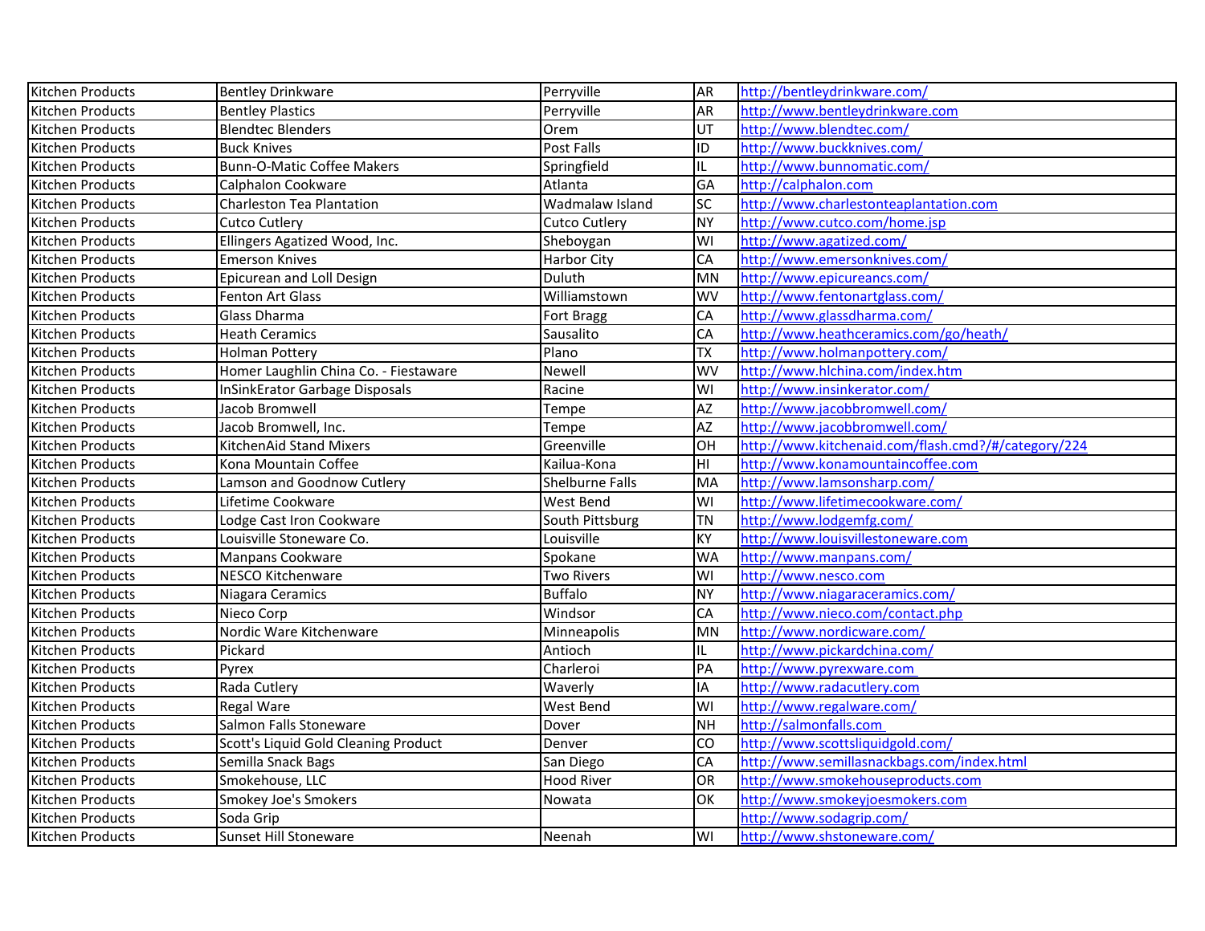| | | | | |
|---|---|---|---|---|
| Kitchen Products | Bentley Drinkware | Perryville | AR | http://bentleydrinkware.com/ |
| Kitchen Products | Bentley Plastics | Perryville | AR | http://www.bentleydrinkware.com |
| Kitchen Products | Blendtec Blenders | Orem | UT | http://www.blendtec.com/ |
| Kitchen Products | Buck Knives | Post Falls | ID | http://www.buckknives.com/ |
| Kitchen Products | Bunn-O-Matic Coffee Makers | Springfield | IL | http://www.bunnomatic.com/ |
| Kitchen Products | Calphalon Cookware | Atlanta | GA | http://calphalon.com |
| Kitchen Products | Charleston Tea Plantation | Wadmalaw Island | SC | http://www.charlestonteaplantation.com |
| Kitchen Products | Cutco Cutlery | Cutco Cutlery | NY | http://www.cutco.com/home.jsp |
| Kitchen Products | Ellingers Agatized Wood, Inc. | Sheboygan | WI | http://www.agatized.com/ |
| Kitchen Products | Emerson Knives | Harbor City | CA | http://www.emersonknives.com/ |
| Kitchen Products | Epicurean and Loll Design | Duluth | MN | http://www.epicureancs.com/ |
| Kitchen Products | Fenton Art Glass | Williamstown | WV | http://www.fentonartglass.com/ |
| Kitchen Products | Glass Dharma | Fort Bragg | CA | http://www.glassdharma.com/ |
| Kitchen Products | Heath Ceramics | Sausalito | CA | http://www.heathceramics.com/go/heath/ |
| Kitchen Products | Holman Pottery | Plano | TX | http://www.holmanpottery.com/ |
| Kitchen Products | Homer Laughlin China Co. - Fiestaware | Newell | WV | http://www.hlchina.com/index.htm |
| Kitchen Products | InSinkErator Garbage Disposals | Racine | WI | http://www.insinkerator.com/ |
| Kitchen Products | Jacob Bromwell | Tempe | AZ | http://www.jacobbromwell.com/ |
| Kitchen Products | Jacob Bromwell, Inc. | Tempe | AZ | http://www.jacobbromwell.com/ |
| Kitchen Products | KitchenAid Stand Mixers | Greenville | OH | http://www.kitchenaid.com/flash.cmd?/#/category/224 |
| Kitchen Products | Kona Mountain Coffee | Kailua-Kona | HI | http://www.konamountaincoffee.com |
| Kitchen Products | Lamson and Goodnow Cutlery | Shelburne Falls | MA | http://www.lamsonsharp.com/ |
| Kitchen Products | Lifetime Cookware | West Bend | WI | http://www.lifetimecookware.com/ |
| Kitchen Products | Lodge Cast Iron Cookware | South Pittsburg | TN | http://www.lodgemfg.com/ |
| Kitchen Products | Louisville Stoneware Co. | Louisville | KY | http://www.louisvillestoneware.com |
| Kitchen Products | Manpans Cookware | Spokane | WA | http://www.manpans.com/ |
| Kitchen Products | NESCO Kitchenware | Two Rivers | WI | http://www.nesco.com |
| Kitchen Products | Niagara Ceramics | Buffalo | NY | http://www.niagaraceramics.com/ |
| Kitchen Products | Nieco Corp | Windsor | CA | http://www.nieco.com/contact.php |
| Kitchen Products | Nordic Ware Kitchenware | Minneapolis | MN | http://www.nordicware.com/ |
| Kitchen Products | Pickard | Antioch | IL | http://www.pickardchina.com/ |
| Kitchen Products | Pyrex | Charleroi | PA | http://www.pyrexware.com |
| Kitchen Products | Rada Cutlery | Waverly | IA | http://www.radacutlery.com |
| Kitchen Products | Regal Ware | West Bend | WI | http://www.regalware.com/ |
| Kitchen Products | Salmon Falls Stoneware | Dover | NH | http://salmonfalls.com |
| Kitchen Products | Scott's Liquid Gold Cleaning Product | Denver | CO | http://www.scottsliquidgold.com/ |
| Kitchen Products | Semilla Snack Bags | San Diego | CA | http://www.semillasnackbags.com/index.html |
| Kitchen Products | Smokehouse, LLC | Hood River | OR | http://www.smokehouseproducts.com |
| Kitchen Products | Smokey Joe's Smokers | Nowata | OK | http://www.smokeyjoesmokers.com |
| Kitchen Products | Soda Grip | | | http://www.sodagrip.com/ |
| Kitchen Products | Sunset Hill Stoneware | Neenah | WI | http://www.shstoneware.com/ |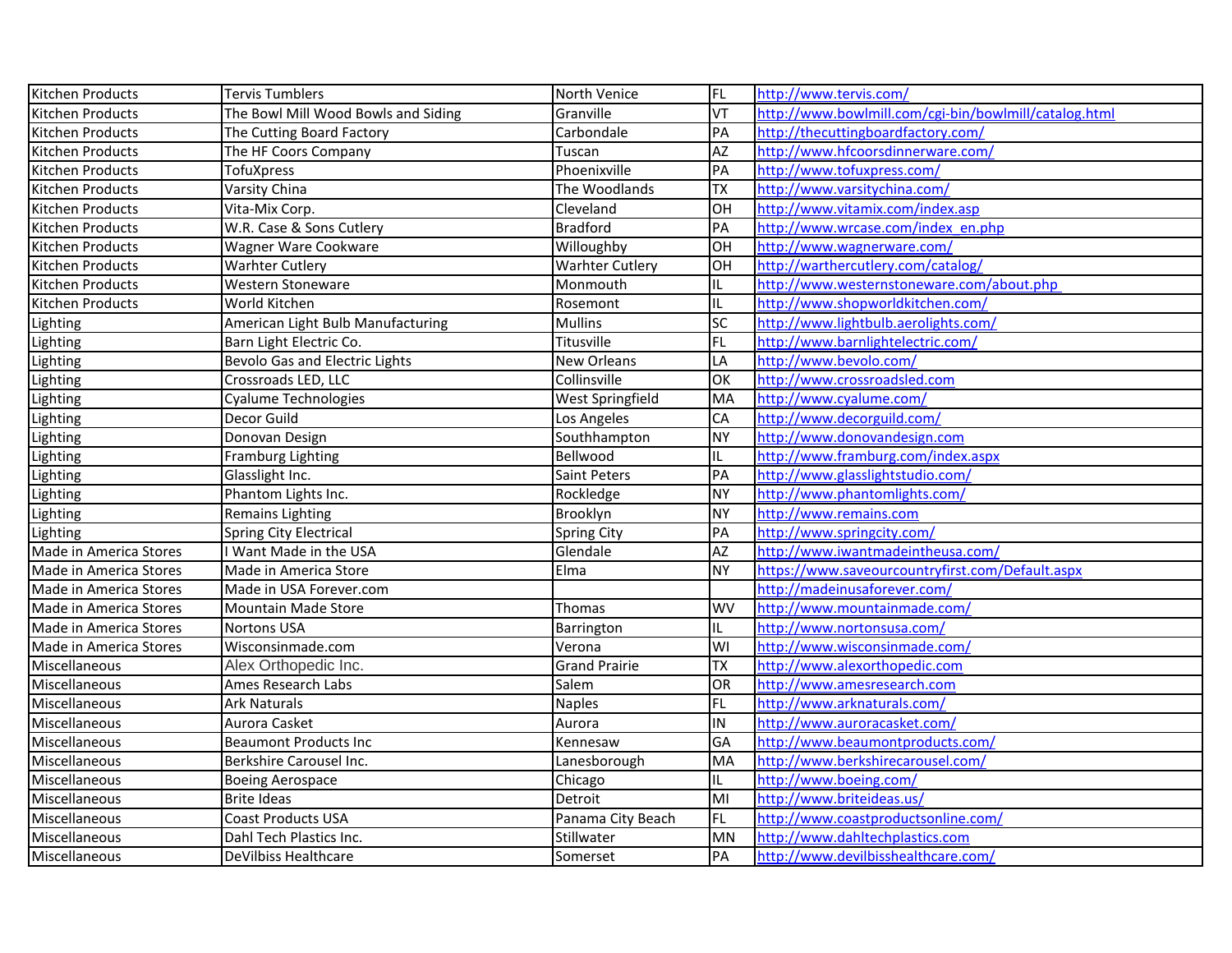| | | | | |
|---|---|---|---|---|
| Kitchen Products | Tervis Tumblers | North Venice | FL | http://www.tervis.com/ |
| Kitchen Products | The Bowl Mill Wood Bowls and Siding | Granville | VT | http://www.bowlmill.com/cgi-bin/bowlmill/catalog.html |
| Kitchen Products | The Cutting Board Factory | Carbondale | PA | http://thecuttingboardfactory.com/ |
| Kitchen Products | The HF Coors Company | Tuscan | AZ | http://www.hfcoorsdinnerware.com/ |
| Kitchen Products | TofuXpress | Phoenixville | PA | http://www.tofuxpress.com/ |
| Kitchen Products | Varsity China | The Woodlands | TX | http://www.varsitychina.com/ |
| Kitchen Products | Vita-Mix Corp. | Cleveland | OH | http://www.vitamix.com/index.asp |
| Kitchen Products | W.R. Case & Sons Cutlery | Bradford | PA | http://www.wrcase.com/index_en.php |
| Kitchen Products | Wagner Ware Cookware | Willoughby | OH | http://www.wagnerware.com/ |
| Kitchen Products | Warhter Cutlery | Warhter Cutlery | OH | http://warthercutlery.com/catalog/ |
| Kitchen Products | Western Stoneware | Monmouth | IL | http://www.westernstoneware.com/about.php |
| Kitchen Products | World Kitchen | Rosemont | IL | http://www.shopworldkitchen.com/ |
| Lighting | American Light Bulb Manufacturing | Mullins | SC | http://www.lightbulb.aerolights.com/ |
| Lighting | Barn Light Electric Co. | Titusville | FL | http://www.barnlightelectric.com/ |
| Lighting | Bevolo Gas and Electric Lights | New Orleans | LA | http://www.bevolo.com/ |
| Lighting | Crossroads LED, LLC | Collinsville | OK | http://www.crossroadsled.com |
| Lighting | Cyalume Technologies | West Springfield | MA | http://www.cyalume.com/ |
| Lighting | Decor Guild | Los Angeles | CA | http://www.decorguild.com/ |
| Lighting | Donovan Design | Southhampton | NY | http://www.donovandesign.com |
| Lighting | Framburg Lighting | Bellwood | IL | http://www.framburg.com/index.aspx |
| Lighting | Glasslight Inc. | Saint Peters | PA | http://www.glasslightstudio.com/ |
| Lighting | Phantom Lights Inc. | Rockledge | NY | http://www.phantomlights.com/ |
| Lighting | Remains Lighting | Brooklyn | NY | http://www.remains.com |
| Lighting | Spring City Electrical | Spring City | PA | http://www.springcity.com/ |
| Made in America Stores | I Want Made in the USA | Glendale | AZ | http://www.iwantmadeintheusa.com/ |
| Made in America Stores | Made in America Store | Elma | NY | https://www.saveourcountryfirst.com/Default.aspx |
| Made in America Stores | Made in USA Forever.com | | | http://madeinusaforever.com/ |
| Made in America Stores | Mountain Made Store | Thomas | WV | http://www.mountainmade.com/ |
| Made in America Stores | Nortons USA | Barrington | IL | http://www.nortonsusa.com/ |
| Made in America Stores | Wisconsinmade.com | Verona | WI | http://www.wisconsinmade.com/ |
| Miscellaneous | Alex Orthopedic Inc. | Grand Prairie | TX | http://www.alexorthopedic.com |
| Miscellaneous | Ames Research Labs | Salem | OR | http://www.amesresearch.com |
| Miscellaneous | Ark Naturals | Naples | FL | http://www.arknaturals.com/ |
| Miscellaneous | Aurora Casket | Aurora | IN | http://www.auroracasket.com/ |
| Miscellaneous | Beaumont Products Inc | Kennesaw | GA | http://www.beaumontproducts.com/ |
| Miscellaneous | Berkshire Carousel Inc. | Lanesborough | MA | http://www.berkshirecarousel.com/ |
| Miscellaneous | Boeing Aerospace | Chicago | IL | http://www.boeing.com/ |
| Miscellaneous | Brite Ideas | Detroit | MI | http://www.briteideas.us/ |
| Miscellaneous | Coast Products USA | Panama City Beach | FL | http://www.coastproductsonline.com/ |
| Miscellaneous | Dahl Tech Plastics Inc. | Stillwater | MN | http://www.dahltechplastics.com |
| Miscellaneous | DeVilbiss Healthcare | Somerset | PA | http://www.devilbisshealthcare.com/ |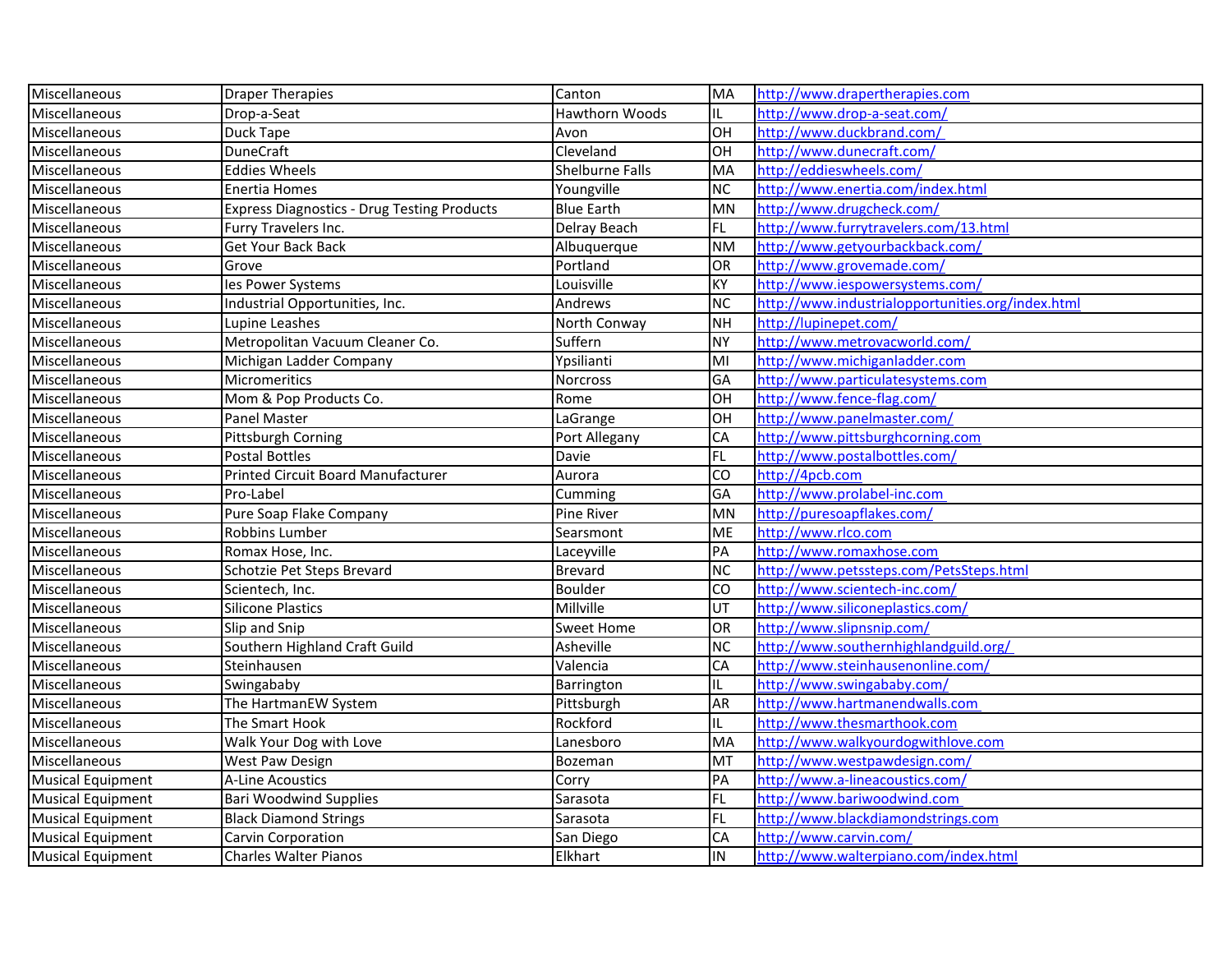| | | | | |
|---|---|---|---|---|
| Miscellaneous | Draper Therapies | Canton | MA | http://www.drapertherapies.com |
| Miscellaneous | Drop-a-Seat | Hawthorn Woods | IL | http://www.drop-a-seat.com/ |
| Miscellaneous | Duck Tape | Avon | OH | http://www.duckbrand.com/ |
| Miscellaneous | DuneCraft | Cleveland | OH | http://www.dunecraft.com/ |
| Miscellaneous | Eddies Wheels | Shelburne Falls | MA | http://eddieswheels.com/ |
| Miscellaneous | Enertia Homes | Youngville | NC | http://www.enertia.com/index.html |
| Miscellaneous | Express Diagnostics - Drug Testing Products | Blue Earth | MN | http://www.drugcheck.com/ |
| Miscellaneous | Furry Travelers Inc. | Delray Beach | FL | http://www.furrytravelers.com/13.html |
| Miscellaneous | Get Your Back Back | Albuquerque | NM | http://www.getyourbackback.com/ |
| Miscellaneous | Grove | Portland | OR | http://www.grovemade.com/ |
| Miscellaneous | Ies Power Systems | Louisville | KY | http://www.iespowersystems.com/ |
| Miscellaneous | Industrial Opportunities, Inc. | Andrews | NC | http://www.industrialopportunities.org/index.html |
| Miscellaneous | Lupine Leashes | North Conway | NH | http://lupinepet.com/ |
| Miscellaneous | Metropolitan Vacuum Cleaner Co. | Suffern | NY | http://www.metrovacworld.com/ |
| Miscellaneous | Michigan Ladder Company | Ypsilianti | MI | http://www.michiganladder.com |
| Miscellaneous | Micromeritics | Norcross | GA | http://www.particulatesystems.com |
| Miscellaneous | Mom & Pop Products Co. | Rome | OH | http://www.fence-flag.com/ |
| Miscellaneous | Panel Master | LaGrange | OH | http://www.panelmaster.com/ |
| Miscellaneous | Pittsburgh Corning | Port Allegany | CA | http://www.pittsburghcorning.com |
| Miscellaneous | Postal Bottles | Davie | FL | http://www.postalbottles.com/ |
| Miscellaneous | Printed Circuit Board Manufacturer | Aurora | CO | http://4pcb.com |
| Miscellaneous | Pro-Label | Cumming | GA | http://www.prolabel-inc.com |
| Miscellaneous | Pure Soap Flake Company | Pine River | MN | http://puresoapflakes.com/ |
| Miscellaneous | Robbins Lumber | Searsmont | ME | http://www.rlco.com |
| Miscellaneous | Romax Hose, Inc. | Laceyville | PA | http://www.romaxhose.com |
| Miscellaneous | Schotzie Pet Steps Brevard | Brevard | NC | http://www.petssteps.com/PetsSteps.html |
| Miscellaneous | Scientech, Inc. | Boulder | CO | http://www.scientech-inc.com/ |
| Miscellaneous | Silicone Plastics | Millville | UT | http://www.siliconeplastics.com/ |
| Miscellaneous | Slip and Snip | Sweet Home | OR | http://www.slipnsnip.com/ |
| Miscellaneous | Southern Highland Craft Guild | Asheville | NC | http://www.southernhighlandguild.org/ |
| Miscellaneous | Steinhausen | Valencia | CA | http://www.steinhausenonline.com/ |
| Miscellaneous | Swingababy | Barrington | IL | http://www.swingababy.com/ |
| Miscellaneous | The HartmanEW System | Pittsburgh | AR | http://www.hartmanendwalls.com |
| Miscellaneous | The Smart Hook | Rockford | IL | http://www.thesmarthook.com |
| Miscellaneous | Walk Your Dog with Love | Lanesboro | MA | http://www.walkyourdogwithlove.com |
| Miscellaneous | West Paw Design | Bozeman | MT | http://www.westpawdesign.com/ |
| Musical Equipment | A-Line Acoustics | Corry | PA | http://www.a-lineacoustics.com/ |
| Musical Equipment | Bari Woodwind Supplies | Sarasota | FL | http://www.bariwoodwind.com |
| Musical Equipment | Black Diamond Strings | Sarasota | FL | http://www.blackdiamondstrings.com |
| Musical Equipment | Carvin Corporation | San Diego | CA | http://www.carvin.com/ |
| Musical Equipment | Charles Walter Pianos | Elkhart | IN | http://www.walterpiano.com/index.html |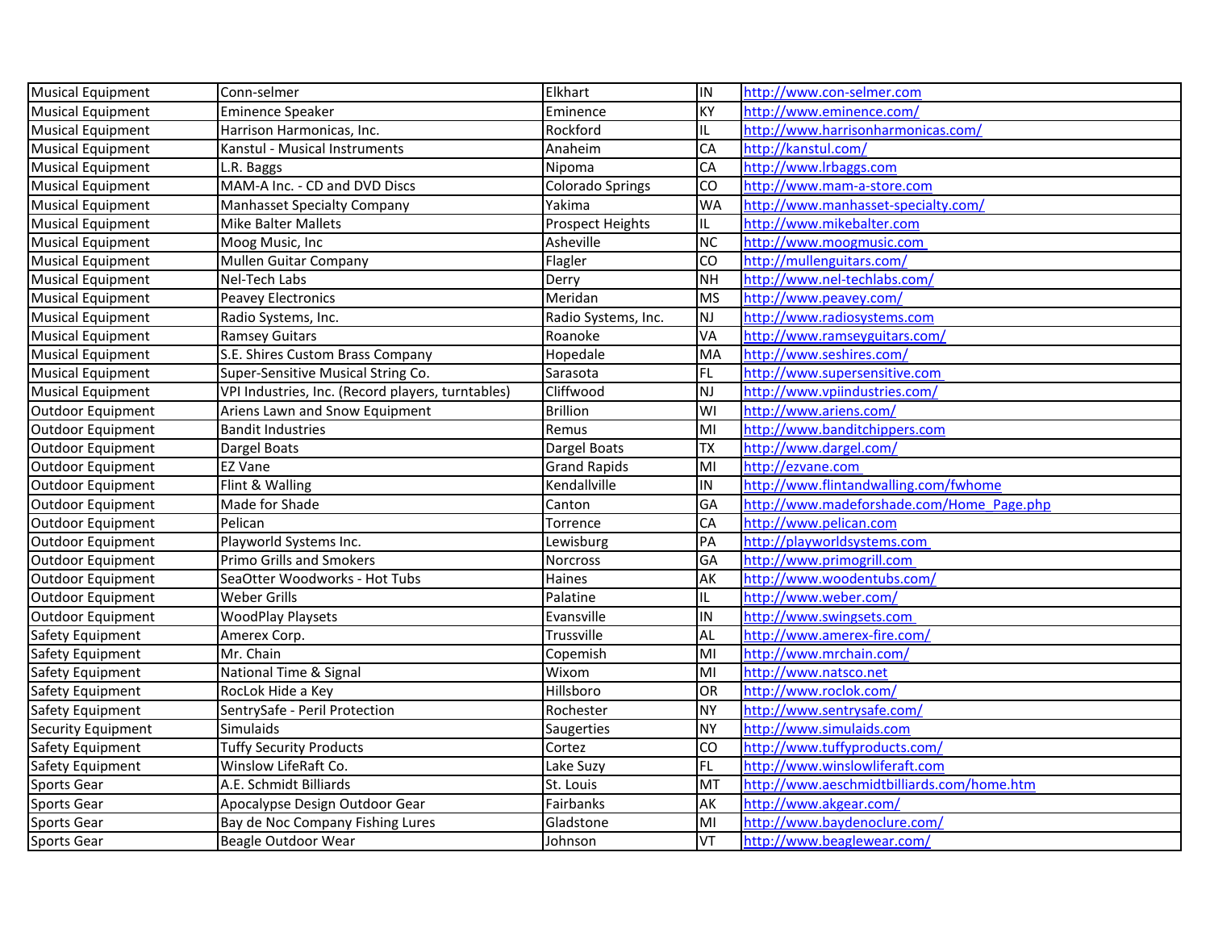| Musical Equipment | Conn-selmer | Elkhart | IN | http://www.con-selmer.com |
|---|---|---|---|---|
| Musical Equipment | Eminence Speaker | Eminence | KY | http://www.eminence.com/ |
| Musical Equipment | Harrison Harmonicas, Inc. | Rockford | IL | http://www.harrisonharmonicas.com/ |
| Musical Equipment | Kanstul - Musical Instruments | Anaheim | CA | http://kanstul.com/ |
| Musical Equipment | L.R. Baggs | Nipoma | CA | http://www.lrbaggs.com |
| Musical Equipment | MAM-A Inc. - CD and DVD Discs | Colorado Springs | CO | http://www.mam-a-store.com |
| Musical Equipment | Manhasset Specialty Company | Yakima | WA | http://www.manhasset-specialty.com/ |
| Musical Equipment | Mike Balter Mallets | Prospect Heights | IL | http://www.mikebalter.com |
| Musical Equipment | Moog Music, Inc | Asheville | NC | http://www.moogmusic.com |
| Musical Equipment | Mullen Guitar Company | Flagler | CO | http://mullenguitars.com/ |
| Musical Equipment | Nel-Tech Labs | Derry | NH | http://www.nel-techlabs.com/ |
| Musical Equipment | Peavey Electronics | Meridan | MS | http://www.peavey.com/ |
| Musical Equipment | Radio Systems, Inc. | Radio Systems, Inc. | NJ | http://www.radiosystems.com |
| Musical Equipment | Ramsey Guitars | Roanoke | VA | http://www.ramseyguitars.com/ |
| Musical Equipment | S.E. Shires Custom Brass Company | Hopedale | MA | http://www.seshires.com/ |
| Musical Equipment | Super-Sensitive Musical String Co. | Sarasota | FL | http://www.supersensitive.com |
| Musical Equipment | VPI Industries, Inc. (Record players, turntables) | Cliffwood | NJ | http://www.vpiindustries.com/ |
| Outdoor Equipment | Ariens Lawn and Snow Equipment | Brillion | WI | http://www.ariens.com/ |
| Outdoor Equipment | Bandit Industries | Remus | MI | http://www.banditchippers.com |
| Outdoor Equipment | Dargel Boats | Dargel Boats | TX | http://www.dargel.com/ |
| Outdoor Equipment | EZ Vane | Grand Rapids | MI | http://ezvane.com |
| Outdoor Equipment | Flint & Walling | Kendallville | IN | http://www.flintandwalling.com/fwhome |
| Outdoor Equipment | Made for Shade | Canton | GA | http://www.madeforshade.com/Home_Page.php |
| Outdoor Equipment | Pelican | Torrence | CA | http://www.pelican.com |
| Outdoor Equipment | Playworld Systems Inc. | Lewisburg | PA | http://playworldsystems.com |
| Outdoor Equipment | Primo Grills and Smokers | Norcross | GA | http://www.primogrill.com |
| Outdoor Equipment | SeaOtter Woodworks - Hot Tubs | Haines | AK | http://www.woodentubs.com/ |
| Outdoor Equipment | Weber Grills | Palatine | IL | http://www.weber.com/ |
| Outdoor Equipment | WoodPlay Playsets | Evansville | IN | http://www.swingsets.com |
| Safety Equipment | Amerex Corp. | Trussville | AL | http://www.amerex-fire.com/ |
| Safety Equipment | Mr. Chain | Copemish | MI | http://www.mrchain.com/ |
| Safety Equipment | National Time & Signal | Wixom | MI | http://www.natsco.net |
| Safety Equipment | RocLok Hide a Key | Hillsboro | OR | http://www.roclok.com/ |
| Safety Equipment | SentrySafe - Peril Protection | Rochester | NY | http://www.sentrysafe.com/ |
| Security Equipment | Simulaids | Saugerties | NY | http://www.simulaids.com |
| Safety Equipment | Tuffy Security Products | Cortez | CO | http://www.tuffyproducts.com/ |
| Safety Equipment | Winslow LifeRaft Co. | Lake Suzy | FL | http://www.winslowliferaft.com |
| Sports Gear | A.E. Schmidt Billiards | St. Louis | MT | http://www.aeschmidtbilliards.com/home.htm |
| Sports Gear | Apocalypse Design Outdoor Gear | Fairbanks | AK | http://www.akgear.com/ |
| Sports Gear | Bay de Noc Company Fishing Lures | Gladstone | MI | http://www.baydenoclure.com/ |
| Sports Gear | Beagle Outdoor Wear | Johnson | VT | http://www.beaglewear.com/ |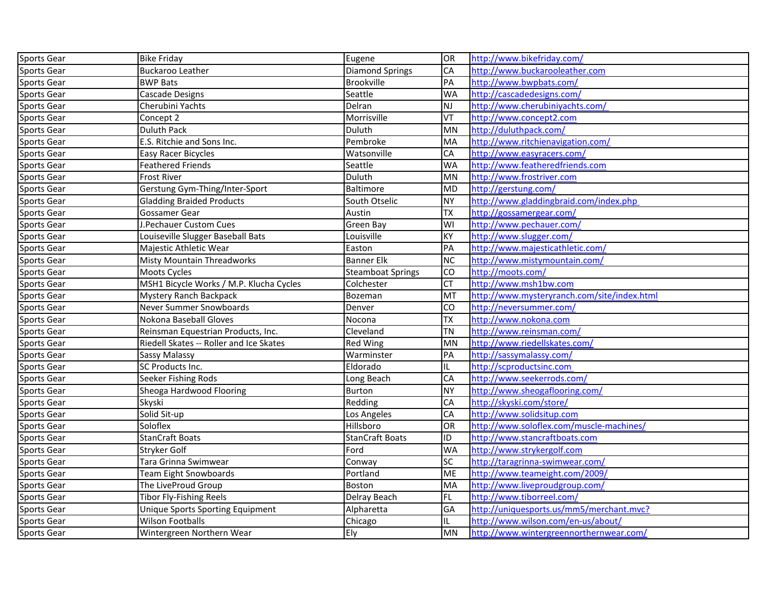| Sports Gear | Bike Friday | Eugene | OR | http://www.bikefriday.com/ |
|---|---|---|---|---|
| Sports Gear | Buckaroo Leather | Diamond Springs | CA | http://www.buckarooleather.com |
| Sports Gear | BWP Bats | Brookville | PA | http://www.bwpbats.com/ |
| Sports Gear | Cascade Designs | Seattle | WA | http://cascadedesigns.com/ |
| Sports Gear | Cherubini Yachts | Delran | NJ | http://www.cherubiniyachts.com/ |
| Sports Gear | Concept 2 | Morrisville | VT | http://www.concept2.com |
| Sports Gear | Duluth Pack | Duluth | MN | http://duluthpack.com/ |
| Sports Gear | E.S. Ritchie and Sons Inc. | Pembroke | MA | http://www.ritchienavigation.com/ |
| Sports Gear | Easy Racer Bicycles | Watsonville | CA | http://www.easyracers.com/ |
| Sports Gear | Feathered Friends | Seattle | WA | http://www.featheredfriends.com |
| Sports Gear | Frost River | Duluth | MN | http://www.frostriver.com |
| Sports Gear | Gerstung Gym-Thing/Inter-Sport | Baltimore | MD | http://gerstung.com/ |
| Sports Gear | Gladding Braided Products | South Otselic | NY | http://www.gladdingbraid.com/index.php |
| Sports Gear | Gossamer Gear | Austin | TX | http://gossamergear.com/ |
| Sports Gear | J.Pechauer Custom Cues | Green Bay | WI | http://www.pechauer.com/ |
| Sports Gear | Louiseville Slugger Baseball Bats | Louisville | KY | http://www.slugger.com/ |
| Sports Gear | Majestic Athletic Wear | Easton | PA | http://www.majesticathletic.com/ |
| Sports Gear | Misty Mountain Threadworks | Banner Elk | NC | http://www.mistymountain.com/ |
| Sports Gear | Moots Cycles | Steamboat Springs | CO | http://moots.com/ |
| Sports Gear | MSH1 Bicycle Works / M.P. Klucha Cycles | Colchester | CT | http://www.msh1bw.com |
| Sports Gear | Mystery Ranch Backpack | Bozeman | MT | http://www.mysteryranch.com/site/index.html |
| Sports Gear | Never Summer Snowboards | Denver | CO | http://neversummer.com/ |
| Sports Gear | Nokona Baseball Gloves | Nocona | TX | http://www.nokona.com |
| Sports Gear | Reinsman Equestrian Products, Inc. | Cleveland | TN | http://www.reinsman.com/ |
| Sports Gear | Riedell Skates -- Roller and Ice Skates | Red Wing | MN | http://www.riedellskates.com/ |
| Sports Gear | Sassy Malassy | Warminster | PA | http://sassymalassy.com/ |
| Sports Gear | SC Products Inc. | Eldorado | IL | http://scproductsinc.com |
| Sports Gear | Seeker Fishing Rods | Long Beach | CA | http://www.seekerrods.com/ |
| Sports Gear | Sheoga Hardwood Flooring | Burton | NY | http://www.sheogaflooring.com/ |
| Sports Gear | Skyski | Redding | CA | http://skyski.com/store/ |
| Sports Gear | Solid Sit-up | Los Angeles | CA | http://www.solidsitup.com |
| Sports Gear | Soloflex | Hillsboro | OR | http://www.soloflex.com/muscle-machines/ |
| Sports Gear | StanCraft Boats | StanCraft Boats | ID | http://www.stancraftboats.com |
| Sports Gear | Stryker Golf | Ford | WA | http://www.strykergolf.com |
| Sports Gear | Tara Grinna Swimwear | Conway | SC | http://taragrinna-swimwear.com/ |
| Sports Gear | Team Eight Snowboards | Portland | ME | http://www.teameight.com/2009/ |
| Sports Gear | The LiveProud Group | Boston | MA | http://www.liveproudgroup.com/ |
| Sports Gear | Tibor Fly-Fishing Reels | Delray Beach | FL | http://www.tiborreel.com/ |
| Sports Gear | Unique Sports Sporting Equipment | Alpharetta | GA | http://uniquesports.us/mm5/merchant.mvc? |
| Sports Gear | Wilson Footballs | Chicago | IL | http://www.wilson.com/en-us/about/ |
| Sports Gear | Wintergreen Northern Wear | Ely | MN | http://www.wintergreennorthernwear.com/ |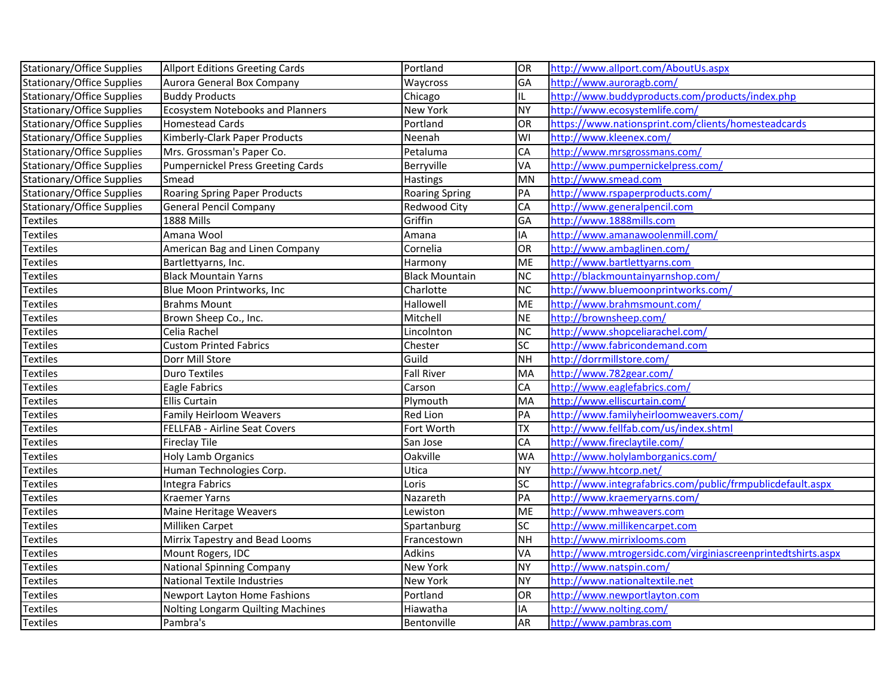| Stationary/Office Supplies | Allport Editions Greeting Cards | Portland | OR | http://www.allport.com/AboutUs.aspx |
|---|---|---|---|---|
| Stationary/Office Supplies | Aurora General Box Company | Waycross | GA | http://www.auroragb.com/ |
| Stationary/Office Supplies | Buddy Products | Chicago | IL | http://www.buddyproducts.com/products/index.php |
| Stationary/Office Supplies | Ecosystem Notebooks and Planners | New York | NY | http://www.ecosystemlife.com/ |
| Stationary/Office Supplies | Homestead Cards | Portland | OR | https://www.nationsprint.com/clients/homesteadcards |
| Stationary/Office Supplies | Kimberly-Clark Paper Products | Neenah | WI | http://www.kleenex.com/ |
| Stationary/Office Supplies | Mrs. Grossman's Paper Co. | Petaluma | CA | http://www.mrsgrossmans.com/ |
| Stationary/Office Supplies | Pumpernickel Press Greeting Cards | Berryville | VA | http://www.pumpernickelpress.com/ |
| Stationary/Office Supplies | Smead | Hastings | MN | http://www.smead.com |
| Stationary/Office Supplies | Roaring Spring Paper Products | Roaring Spring | PA | http://www.rspaperproducts.com/ |
| Stationary/Office Supplies | General Pencil Company | Redwood City | CA | http://www.generalpencil.com |
| Textiles | 1888 Mills | Griffin | GA | http://www.1888mills.com |
| Textiles | Amana Wool | Amana | IA | http://www.amanawoolenmill.com/ |
| Textiles | American Bag and Linen Company | Cornelia | OR | http://www.ambaglinen.com/ |
| Textiles | Bartlettyarns, Inc. | Harmony | ME | http://www.bartlettyarns.com |
| Textiles | Black Mountain Yarns | Black Mountain | NC | http://blackmountainyarnshop.com/ |
| Textiles | Blue Moon Printworks, Inc | Charlotte | NC | http://www.bluemoonprintworks.com/ |
| Textiles | Brahms Mount | Hallowell | ME | http://www.brahmsmount.com/ |
| Textiles | Brown Sheep Co., Inc. | Mitchell | NE | http://brownsheep.com/ |
| Textiles | Celia Rachel | Lincolnton | NC | http://www.shopceliarachel.com/ |
| Textiles | Custom Printed Fabrics | Chester | SC | http://www.fabricondemand.com |
| Textiles | Dorr Mill Store | Guild | NH | http://dorrmillstore.com/ |
| Textiles | Duro Textiles | Fall River | MA | http://www.782gear.com/ |
| Textiles | Eagle Fabrics | Carson | CA | http://www.eaglefabrics.com/ |
| Textiles | Ellis Curtain | Plymouth | MA | http://www.elliscurtain.com/ |
| Textiles | Family Heirloom Weavers | Red Lion | PA | http://www.familyheirloomweavers.com/ |
| Textiles | FELLFAB - Airline Seat Covers | Fort Worth | TX | http://www.fellfab.com/us/index.shtml |
| Textiles | Fireclay Tile | San Jose | CA | http://www.fireclaytile.com/ |
| Textiles | Holy Lamb Organics | Oakville | WA | http://www.holylamborganics.com/ |
| Textiles | Human Technologies Corp. | Utica | NY | http://www.htcorp.net/ |
| Textiles | Integra Fabrics | Loris | SC | http://www.integrafabrics.com/public/frmpublicdefault.aspx |
| Textiles | Kraemer Yarns | Nazareth | PA | http://www.kraemeryarns.com/ |
| Textiles | Maine Heritage Weavers | Lewiston | ME | http://www.mhweavers.com |
| Textiles | Milliken Carpet | Spartanburg | SC | http://www.millikencarpet.com |
| Textiles | Mirrix Tapestry and Bead Looms | Francestown | NH | http://www.mirrixlooms.com |
| Textiles | Mount Rogers, IDC | Adkins | VA | http://www.mtrogersidc.com/virginiascreenprintedtshirts.aspx |
| Textiles | National Spinning Company | New York | NY | http://www.natspin.com/ |
| Textiles | National Textile Industries | New York | NY | http://www.nationaltextile.net |
| Textiles | Newport Layton Home Fashions | Portland | OR | http://www.newportlayton.com |
| Textiles | Nolting Longarm Quilting Machines | Hiawatha | IA | http://www.nolting.com/ |
| Textiles | Pambra's | Bentonville | AR | http://www.pambras.com |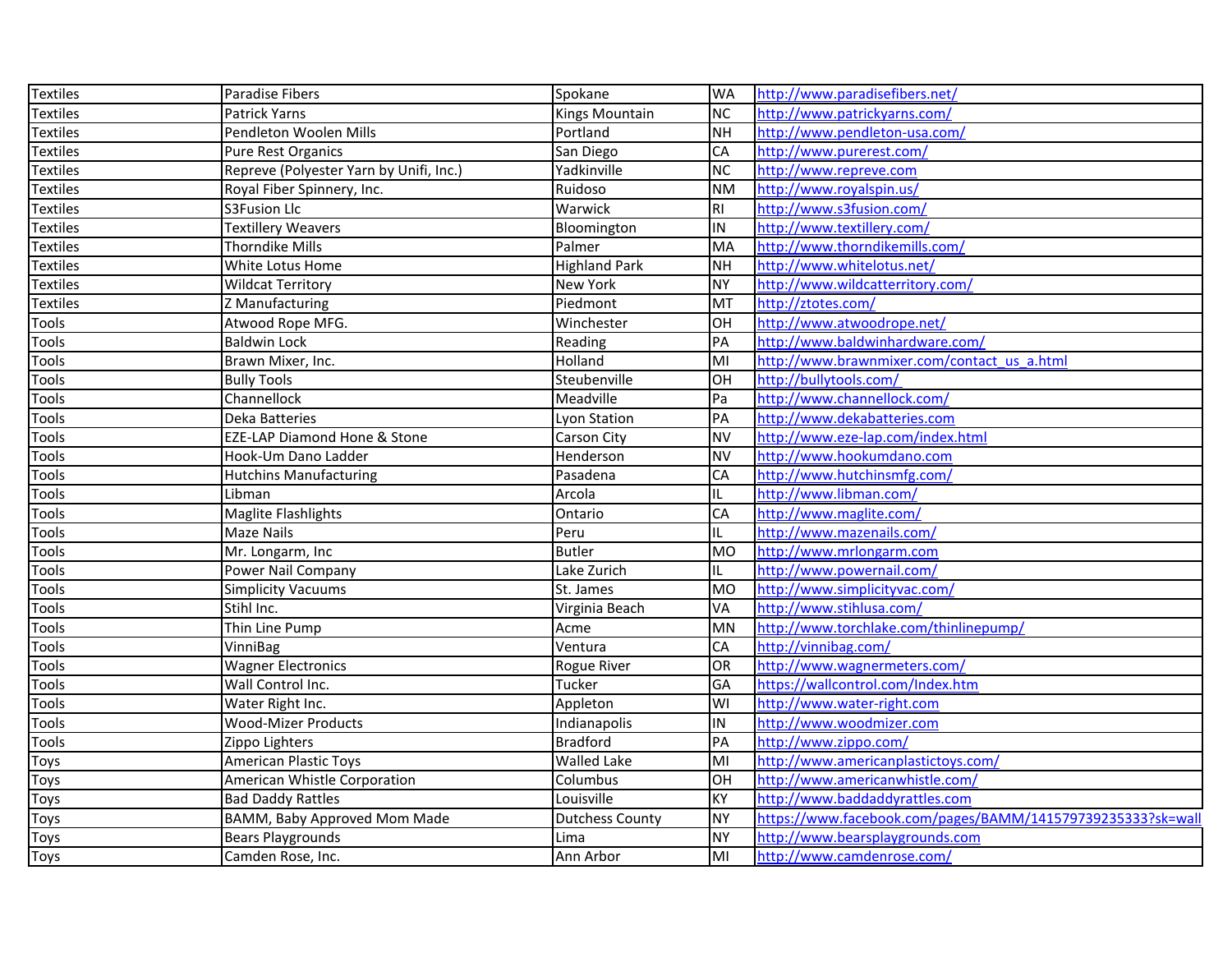| Textiles | Paradise Fibers | Spokane | WA | http://www.paradisefibers.net/ |
|---|---|---|---|---|
| Textiles | Patrick Yarns | Kings Mountain | NC | http://www.patrickyarns.com/ |
| Textiles | Pendleton Woolen Mills | Portland | NH | http://www.pendleton-usa.com/ |
| Textiles | Pure Rest Organics | San Diego | CA | http://www.purerest.com/ |
| Textiles | Repreve (Polyester Yarn by Unifi, Inc.) | Yadkinville | NC | http://www.repreve.com |
| Textiles | Royal Fiber Spinnery, Inc. | Ruidoso | NM | http://www.royalspin.us/ |
| Textiles | S3Fusion Llc | Warwick | RI | http://www.s3fusion.com/ |
| Textiles | Textillery Weavers | Bloomington | IN | http://www.textillery.com/ |
| Textiles | Thorndike Mills | Palmer | MA | http://www.thorndikemills.com/ |
| Textiles | White Lotus Home | Highland Park | NH | http://www.whitelotus.net/ |
| Textiles | Wildcat Territory | New York | NY | http://www.wildcatterritory.com/ |
| Textiles | Z Manufacturing | Piedmont | MT | http://ztotes.com/ |
| Tools | Atwood Rope MFG. | Winchester | OH | http://www.atwoodrope.net/ |
| Tools | Baldwin Lock | Reading | PA | http://www.baldwinhardware.com/ |
| Tools | Brawn Mixer, Inc. | Holland | MI | http://www.brawnmixer.com/contact_us_a.html |
| Tools | Bully Tools | Steubenville | OH | http://bullytools.com/ |
| Tools | Channellock | Meadville | Pa | http://www.channellock.com/ |
| Tools | Deka Batteries | Lyon Station | PA | http://www.dekabatteries.com |
| Tools | EZE-LAP Diamond Hone & Stone | Carson City | NV | http://www.eze-lap.com/index.html |
| Tools | Hook-Um Dano Ladder | Henderson | NV | http://www.hookumdano.com |
| Tools | Hutchins Manufacturing | Pasadena | CA | http://www.hutchinsmfg.com/ |
| Tools | Libman | Arcola | IL | http://www.libman.com/ |
| Tools | Maglite Flashlights | Ontario | CA | http://www.maglite.com/ |
| Tools | Maze Nails | Peru | IL | http://www.mazenails.com/ |
| Tools | Mr. Longarm, Inc | Butler | MO | http://www.mrlongarm.com |
| Tools | Power Nail Company | Lake Zurich | IL | http://www.powernail.com/ |
| Tools | Simplicity Vacuums | St. James | MO | http://www.simplicityvac.com/ |
| Tools | Stihl Inc. | Virginia Beach | VA | http://www.stihlusa.com/ |
| Tools | Thin Line Pump | Acme | MN | http://www.torchlake.com/thinlinepump/ |
| Tools | VinniBag | Ventura | CA | http://vinnibag.com/ |
| Tools | Wagner Electronics | Rogue River | OR | http://www.wagnermeters.com/ |
| Tools | Wall Control Inc. | Tucker | GA | https://wallcontrol.com/Index.htm |
| Tools | Water Right Inc. | Appleton | WI | http://www.water-right.com |
| Tools | Wood-Mizer Products | Indianapolis | IN | http://www.woodmizer.com |
| Tools | Zippo Lighters | Bradford | PA | http://www.zippo.com/ |
| Toys | American Plastic Toys | Walled Lake | MI | http://www.americanplastictoys.com/ |
| Toys | American Whistle Corporation | Columbus | OH | http://www.americanwhistle.com/ |
| Toys | Bad Daddy Rattles | Louisville | KY | http://www.baddaddyrattles.com |
| Toys | BAMM, Baby Approved Mom Made | Dutchess County | NY | https://www.facebook.com/pages/BAMM/141579739235333?sk=wall |
| Toys | Bears Playgrounds | Lima | NY | http://www.bearsplaygrounds.com |
| Toys | Camden Rose, Inc. | Ann Arbor | MI | http://www.camdenrose.com/ |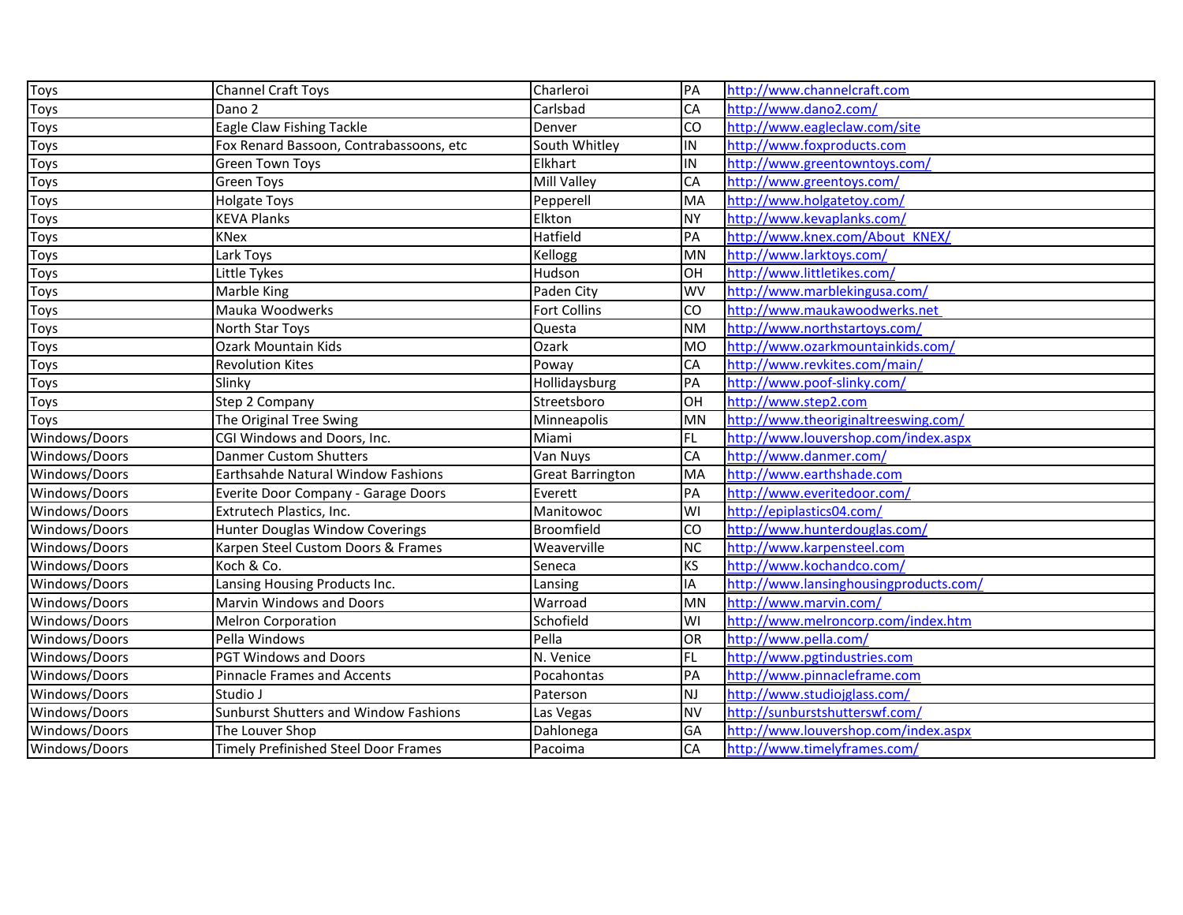| | | | | |
|---|---|---|---|---|
| Toys | Channel Craft Toys | Charleroi | PA | http://www.channelcraft.com |
| Toys | Dano 2 | Carlsbad | CA | http://www.dano2.com/ |
| Toys | Eagle Claw Fishing Tackle | Denver | CO | http://www.eagleclaw.com/site |
| Toys | Fox Renard Bassoon, Contrabassoons, etc | South Whitley | IN | http://www.foxproducts.com |
| Toys | Green Town Toys | Elkhart | IN | http://www.greentowntoys.com/ |
| Toys | Green Toys | Mill Valley | CA | http://www.greentoys.com/ |
| Toys | Holgate Toys | Pepperell | MA | http://www.holgatetoy.com/ |
| Toys | KEVA Planks | Elkton | NY | http://www.kevaplanks.com/ |
| Toys | KNex | Hatfield | PA | http://www.knex.com/About_KNEX/ |
| Toys | Lark Toys | Kellogg | MN | http://www.larktoys.com/ |
| Toys | Little Tykes | Hudson | OH | http://www.littletikes.com/ |
| Toys | Marble King | Paden City | WV | http://www.marblekingusa.com/ |
| Toys | Mauka Woodwerks | Fort Collins | CO | http://www.maukawoodwerks.net |
| Toys | North Star Toys | Questa | NM | http://www.northstartoys.com/ |
| Toys | Ozark Mountain Kids | Ozark | MO | http://www.ozarkmountainkids.com/ |
| Toys | Revolution Kites | Poway | CA | http://www.revkites.com/main/ |
| Toys | Slinky | Hollidaysburg | PA | http://www.poof-slinky.com/ |
| Toys | Step 2 Company | Streetsboro | OH | http://www.step2.com |
| Toys | The Original Tree Swing | Minneapolis | MN | http://www.theoriginaltreeswing.com/ |
| Windows/Doors | CGI Windows and Doors, Inc. | Miami | FL | http://www.louvershop.com/index.aspx |
| Windows/Doors | Danmer Custom Shutters | Van Nuys | CA | http://www.danmer.com/ |
| Windows/Doors | Earthsahde Natural Window Fashions | Great Barrington | MA | http://www.earthshade.com |
| Windows/Doors | Everite Door Company - Garage Doors | Everett | PA | http://www.everitedoor.com/ |
| Windows/Doors | Extrutech Plastics, Inc. | Manitowoc | WI | http://epiplastics04.com/ |
| Windows/Doors | Hunter Douglas Window Coverings | Broomfield | CO | http://www.hunterdouglas.com/ |
| Windows/Doors | Karpen Steel Custom Doors & Frames | Weaverville | NC | http://www.karpensteel.com |
| Windows/Doors | Koch & Co. | Seneca | KS | http://www.kochandco.com/ |
| Windows/Doors | Lansing Housing Products Inc. | Lansing | IA | http://www.lansinghousingproducts.com/ |
| Windows/Doors | Marvin Windows and Doors | Warroad | MN | http://www.marvin.com/ |
| Windows/Doors | Melron Corporation | Schofield | WI | http://www.melroncorp.com/index.htm |
| Windows/Doors | Pella Windows | Pella | OR | http://www.pella.com/ |
| Windows/Doors | PGT Windows and Doors | N. Venice | FL | http://www.pgtindustries.com |
| Windows/Doors | Pinnacle Frames and Accents | Pocahontas | PA | http://www.pinnacleframe.com |
| Windows/Doors | Studio J | Paterson | NJ | http://www.studiojglass.com/ |
| Windows/Doors | Sunburst Shutters and Window Fashions | Las Vegas | NV | http://sunburstshutterswf.com/ |
| Windows/Doors | The Louver Shop | Dahlonega | GA | http://www.louvershop.com/index.aspx |
| Windows/Doors | Timely Prefinished Steel Door Frames | Pacoima | CA | http://www.timelyframes.com/ |